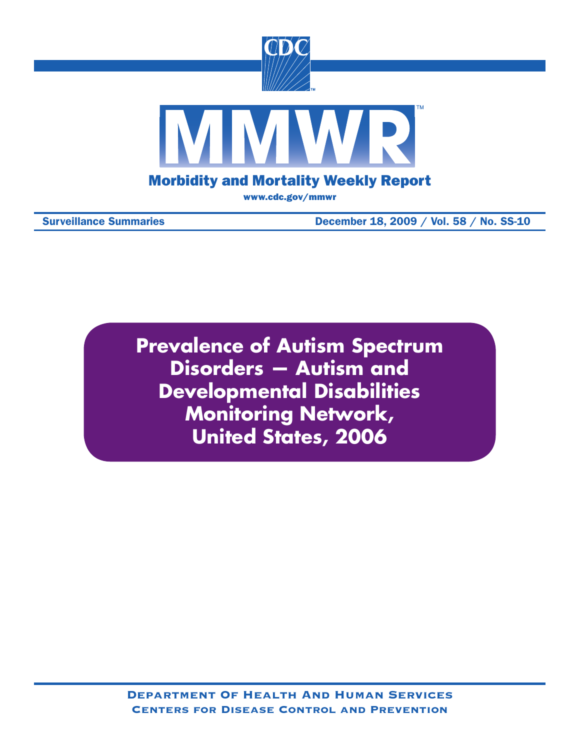# MMWR

## Morbidity and Mortality Weekly Report

www.cdc.gov/mmwr

Surveillance Summaries

December 18, 2009 / Vol. 58 / No. SS-10

# Prevalence of Autism Spectrum Disorders — Autism and Developmental Disabilities Monitoring Network, United States, 2006

**Department Of Health And Human Services**
**Centers for Disease Control and Prevention**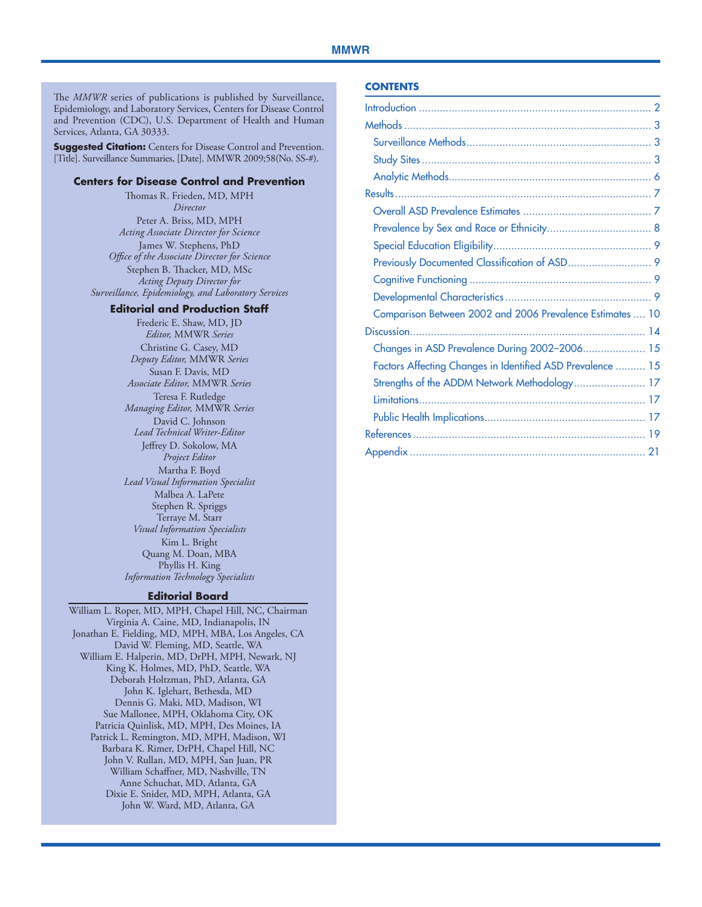The *MMWR* series of publications is published by Surveillance, Epidemiology, and Laboratory Services, Centers for Disease Control and Prevention (CDC), U.S. Department of Health and Human Services, Atlanta, GA 30333.

**Suggested Citation:** Centers for Disease Control and Prevention. [Title]. Surveillance Summaries, [Date]. MMWR 2009;58(No. SS-#).

### Centers for Disease Control and Prevention

Thomas R. Frieden, MD, MPH
*Director*
Peter A. Briss, MD, MPH
*Acting Associate Director for Science*
James W. Stephens, PhD
*Office of the Associate Director for Science*
Stephen B. Thacker, MD, MSc
*Acting Deputy Director for Surveillance, Epidemiology, and Laboratory Services*

### Editorial and Production Staff

Frederic E. Shaw, MD, JD
*Editor,* MMWR *Series*
Christine G. Casey, MD
*Deputy Editor,* MMWR *Series*
Susan F. Davis, MD
*Associate Editor,* MMWR *Series*
Teresa F. Rutledge
*Managing Editor,* MMWR *Series*
David C. Johnson
*Lead Technical Writer-Editor*
Jeffrey D. Sokolow, MA
*Project Editor*
Martha F. Boyd
*Lead Visual Information Specialist*
Malbea A. LaPete
Stephen R. Spriggs
Terraye M. Starr
*Visual Information Specialists*
Kim L. Bright
Quang M. Doan, MBA
Phyllis H. King
*Information Technology Specialists*

### Editorial Board

William L. Roper, MD, MPH, Chapel Hill, NC, Chairman
Virginia A. Caine, MD, Indianapolis, IN
Jonathan E. Fielding, MD, MPH, MBA, Los Angeles, CA
David W. Fleming, MD, Seattle, WA
William E. Halperin, MD, DrPH, MPH, Newark, NJ
King K. Holmes, MD, PhD, Seattle, WA
Deborah Holtzman, PhD, Atlanta, GA
John K. Iglehart, Bethesda, MD
Dennis G. Maki, MD, Madison, WI
Sue Mallonee, MPH, Oklahoma City, OK
Patricia Quinlisk, MD, MPH, Des Moines, IA
Patrick L. Remington, MD, MPH, Madison, WI
Barbara K. Rimer, DrPH, Chapel Hill, NC
John V. Rullan, MD, MPH, San Juan, PR
William Schaffner, MD, Nashville, TN
Anne Schuchat, MD, Atlanta, GA
Dixie E. Snider, MD, MPH, Atlanta, GA
John W. Ward, MD, Atlanta, GA

## CONTENTS

- Introduction ... 2
- Methods ... 3
  - Surveillance Methods ... 3
  - Study Sites ... 3
  - Analytic Methods ... 6
- Results ... 7
  - Overall ASD Prevalence Estimates ... 7
  - Prevalence by Sex and Race or Ethnicity ... 8
  - Special Education Eligibility ... 9
  - Previously Documented Classification of ASD ... 9
  - Cognitive Functioning ... 9
  - Developmental Characteristics ... 9
  - Comparison Between 2002 and 2006 Prevalence Estimates ... 10
- Discussion ... 14
  - Changes in ASD Prevalence During 2002–2006 ... 15
  - Factors Affecting Changes in Identified ASD Prevalence ... 15
  - Strengths of the ADDM Network Methodology ... 17
  - Limitations ... 17
  - Public Health Implications ... 17
- References ... 19
- Appendix ... 21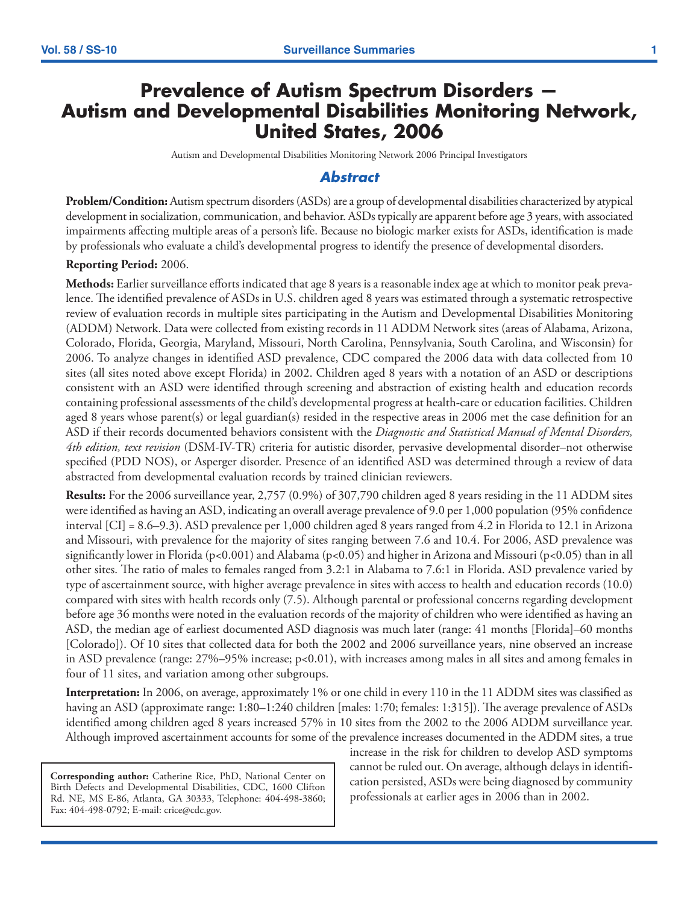# Prevalence of Autism Spectrum Disorders — Autism and Developmental Disabilities Monitoring Network, United States, 2006

Autism and Developmental Disabilities Monitoring Network 2006 Principal Investigators

## *Abstract*

**Problem/Condition:** Autism spectrum disorders (ASDs) are a group of developmental disabilities characterized by atypical development in socialization, communication, and behavior. ASDs typically are apparent before age 3 years, with associated impairments affecting multiple areas of a person's life. Because no biologic marker exists for ASDs, identification is made by professionals who evaluate a child's developmental progress to identify the presence of developmental disorders.

**Reporting Period:** 2006.

**Methods:** Earlier surveillance efforts indicated that age 8 years is a reasonable index age at which to monitor peak prevalence. The identified prevalence of ASDs in U.S. children aged 8 years was estimated through a systematic retrospective review of evaluation records in multiple sites participating in the Autism and Developmental Disabilities Monitoring (ADDM) Network. Data were collected from existing records in 11 ADDM Network sites (areas of Alabama, Arizona, Colorado, Florida, Georgia, Maryland, Missouri, North Carolina, Pennsylvania, South Carolina, and Wisconsin) for 2006. To analyze changes in identified ASD prevalence, CDC compared the 2006 data with data collected from 10 sites (all sites noted above except Florida) in 2002. Children aged 8 years with a notation of an ASD or descriptions consistent with an ASD were identified through screening and abstraction of existing health and education records containing professional assessments of the child's developmental progress at health-care or education facilities. Children aged 8 years whose parent(s) or legal guardian(s) resided in the respective areas in 2006 met the case definition for an ASD if their records documented behaviors consistent with the *Diagnostic and Statistical Manual of Mental Disorders, 4th edition, text revision* (DSM-IV-TR) criteria for autistic disorder, pervasive developmental disorder–not otherwise specified (PDD NOS), or Asperger disorder. Presence of an identified ASD was determined through a review of data abstracted from developmental evaluation records by trained clinician reviewers.

**Results:** For the 2006 surveillance year, 2,757 (0.9%) of 307,790 children aged 8 years residing in the 11 ADDM sites were identified as having an ASD, indicating an overall average prevalence of 9.0 per 1,000 population (95% confidence interval [CI] = 8.6–9.3). ASD prevalence per 1,000 children aged 8 years ranged from 4.2 in Florida to 12.1 in Arizona and Missouri, with prevalence for the majority of sites ranging between 7.6 and 10.4. For 2006, ASD prevalence was significantly lower in Florida ($p<0.001$) and Alabama ($p<0.05$) and higher in Arizona and Missouri ($p<0.05$) than in all other sites. The ratio of males to females ranged from 3.2:1 in Alabama to 7.6:1 in Florida. ASD prevalence varied by type of ascertainment source, with higher average prevalence in sites with access to health and education records (10.0) compared with sites with health records only (7.5). Although parental or professional concerns regarding development before age 36 months were noted in the evaluation records of the majority of children who were identified as having an ASD, the median age of earliest documented ASD diagnosis was much later (range: 41 months [Florida]–60 months [Colorado]). Of 10 sites that collected data for both the 2002 and 2006 surveillance years, nine observed an increase in ASD prevalence (range: 27%–95% increase; $p<0.01$), with increases among males in all sites and among females in four of 11 sites, and variation among other subgroups.

**Interpretation:** In 2006, on average, approximately 1% or one child in every 110 in the 11 ADDM sites was classified as having an ASD (approximate range: 1:80–1:240 children [males: 1:70; females: 1:315]). The average prevalence of ASDs identified among children aged 8 years increased 57% in 10 sites from the 2002 to the 2006 ADDM surveillance year. Although improved ascertainment accounts for some of the prevalence increases documented in the ADDM sites, a true increase in the risk for children to develop ASD symptoms cannot be ruled out. On average, although delays in identification persisted, ASDs were being diagnosed by community professionals at earlier ages in 2006 than in 2002.

**Corresponding author:** Catherine Rice, PhD, National Center on Birth Defects and Developmental Disabilities, CDC, 1600 Clifton Rd. NE, MS E-86, Atlanta, GA 30333, Telephone: 404-498-3860; Fax: 404-498-0792; E-mail: crice@cdc.gov.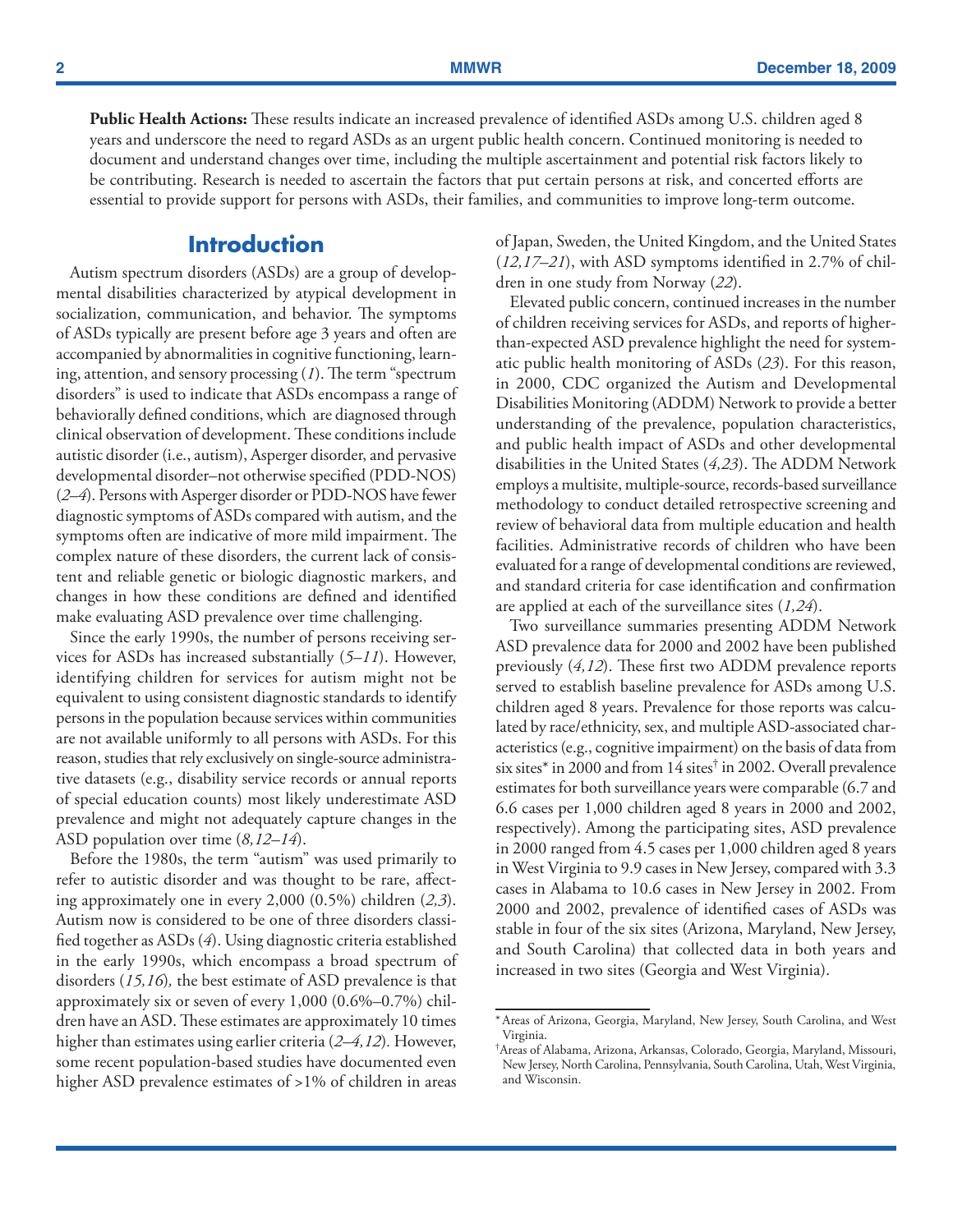**Public Health Actions:** These results indicate an increased prevalence of identified ASDs among U.S. children aged 8 years and underscore the need to regard ASDs as an urgent public health concern. Continued monitoring is needed to document and understand changes over time, including the multiple ascertainment and potential risk factors likely to be contributing. Research is needed to ascertain the factors that put certain persons at risk, and concerted efforts are essential to provide support for persons with ASDs, their families, and communities to improve long-term outcome.

## Introduction

Autism spectrum disorders (ASDs) are a group of developmental disabilities characterized by atypical development in socialization, communication, and behavior. The symptoms of ASDs typically are present before age 3 years and often are accompanied by abnormalities in cognitive functioning, learning, attention, and sensory processing (*1*). The term "spectrum disorders" is used to indicate that ASDs encompass a range of behaviorally defined conditions, which are diagnosed through clinical observation of development. These conditions include autistic disorder (i.e., autism), Asperger disorder, and pervasive developmental disorder–not otherwise specified (PDD-NOS) (*2–4*). Persons with Asperger disorder or PDD-NOS have fewer diagnostic symptoms of ASDs compared with autism, and the symptoms often are indicative of more mild impairment. The complex nature of these disorders, the current lack of consistent and reliable genetic or biologic diagnostic markers, and changes in how these conditions are defined and identified make evaluating ASD prevalence over time challenging.

Since the early 1990s, the number of persons receiving services for ASDs has increased substantially (*5–11*). However, identifying children for services for autism might not be equivalent to using consistent diagnostic standards to identify persons in the population because services within communities are not available uniformly to all persons with ASDs. For this reason, studies that rely exclusively on single-source administrative datasets (e.g., disability service records or annual reports of special education counts) most likely underestimate ASD prevalence and might not adequately capture changes in the ASD population over time (*8,12–14*).

Before the 1980s, the term "autism" was used primarily to refer to autistic disorder and was thought to be rare, affecting approximately one in every 2,000 (0.5%) children (*2,3*). Autism now is considered to be one of three disorders classified together as ASDs (*4*). Using diagnostic criteria established in the early 1990s, which encompass a broad spectrum of disorders (*15,16*), the best estimate of ASD prevalence is that approximately six or seven of every 1,000 (0.6%–0.7%) children have an ASD. These estimates are approximately 10 times higher than estimates using earlier criteria (*2–4,12*). However, some recent population-based studies have documented even higher ASD prevalence estimates of >1% of children in areas of Japan, Sweden, the United Kingdom, and the United States (*12,17–21*), with ASD symptoms identified in 2.7% of children in one study from Norway (*22*).

Elevated public concern, continued increases in the number of children receiving services for ASDs, and reports of higher-than-expected ASD prevalence highlight the need for systematic public health monitoring of ASDs (*23*). For this reason, in 2000, CDC organized the Autism and Developmental Disabilities Monitoring (ADDM) Network to provide a better understanding of the prevalence, population characteristics, and public health impact of ASDs and other developmental disabilities in the United States (*4,23*). The ADDM Network employs a multisite, multiple-source, records-based surveillance methodology to conduct detailed retrospective screening and review of behavioral data from multiple education and health facilities. Administrative records of children who have been evaluated for a range of developmental conditions are reviewed, and standard criteria for case identification and confirmation are applied at each of the surveillance sites (*1,24*).

Two surveillance summaries presenting ADDM Network ASD prevalence data for 2000 and 2002 have been published previously (*4,12*). These first two ADDM prevalence reports served to establish baseline prevalence for ASDs among U.S. children aged 8 years. Prevalence for those reports was calculated by race/ethnicity, sex, and multiple ASD-associated characteristics (e.g., cognitive impairment) on the basis of data from six sites* in 2000 and from 14 sites† in 2002. Overall prevalence estimates for both surveillance years were comparable (6.7 and 6.6 cases per 1,000 children aged 8 years in 2000 and 2002, respectively). Among the participating sites, ASD prevalence in 2000 ranged from 4.5 cases per 1,000 children aged 8 years in West Virginia to 9.9 cases in New Jersey, compared with 3.3 cases in Alabama to 10.6 cases in New Jersey in 2002. From 2000 and 2002, prevalence of identified cases of ASDs was stable in four of the six sites (Arizona, Maryland, New Jersey, and South Carolina) that collected data in both years and increased in two sites (Georgia and West Virginia).

---

\* Areas of Arizona, Georgia, Maryland, New Jersey, South Carolina, and West Virginia.

† Areas of Alabama, Arizona, Arkansas, Colorado, Georgia, Maryland, Missouri, New Jersey, North Carolina, Pennsylvania, South Carolina, Utah, West Virginia, and Wisconsin.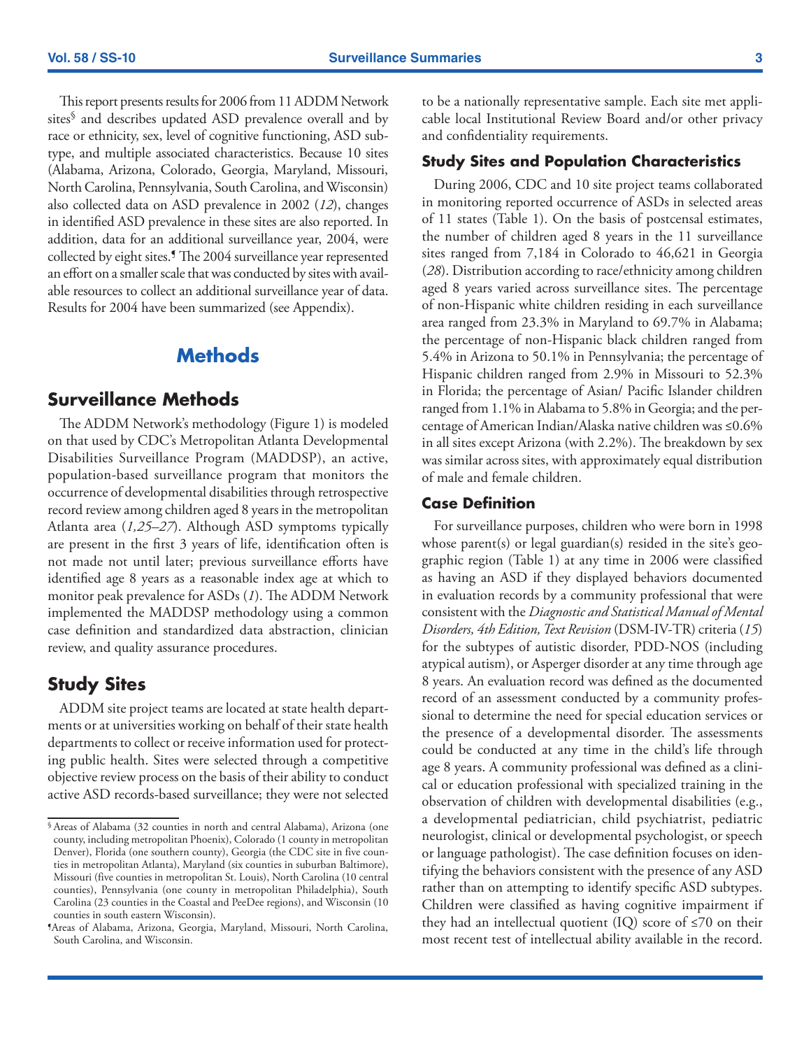This report presents results for 2006 from 11 ADDM Network sites[§] and describes updated ASD prevalence overall and by race or ethnicity, sex, level of cognitive functioning, ASD subtype, and multiple associated characteristics. Because 10 sites (Alabama, Arizona, Colorado, Georgia, Maryland, Missouri, North Carolina, Pennsylvania, South Carolina, and Wisconsin) also collected data on ASD prevalence in 2002 (*12*), changes in identified ASD prevalence in these sites are also reported. In addition, data for an additional surveillance year, 2004, were collected by eight sites.[¶] The 2004 surveillance year represented an effort on a smaller scale that was conducted by sites with available resources to collect an additional surveillance year of data. Results for 2004 have been summarized (see Appendix).

# Methods

## Surveillance Methods

The ADDM Network's methodology (Figure 1) is modeled on that used by CDC's Metropolitan Atlanta Developmental Disabilities Surveillance Program (MADDSP), an active, population-based surveillance program that monitors the occurrence of developmental disabilities through retrospective record review among children aged 8 years in the metropolitan Atlanta area (*1,25–27*). Although ASD symptoms typically are present in the first 3 years of life, identification often is not made not until later; previous surveillance efforts have identified age 8 years as a reasonable index age at which to monitor peak prevalence for ASDs (*1*). The ADDM Network implemented the MADDSP methodology using a common case definition and standardized data abstraction, clinician review, and quality assurance procedures.

## Study Sites

ADDM site project teams are located at state health departments or at universities working on behalf of their state health departments to collect or receive information used for protecting public health. Sites were selected through a competitive objective review process on the basis of their ability to conduct active ASD records-based surveillance; they were not selected to be a nationally representative sample. Each site met applicable local Institutional Review Board and/or other privacy and confidentiality requirements.

### Study Sites and Population Characteristics

During 2006, CDC and 10 site project teams collaborated in monitoring reported occurrence of ASDs in selected areas of 11 states (Table 1). On the basis of postcensal estimates, the number of children aged 8 years in the 11 surveillance sites ranged from 7,184 in Colorado to 46,621 in Georgia (*28*). Distribution according to race/ethnicity among children aged 8 years varied across surveillance sites. The percentage of non-Hispanic white children residing in each surveillance area ranged from 23.3% in Maryland to 69.7% in Alabama; the percentage of non-Hispanic black children ranged from 5.4% in Arizona to 50.1% in Pennsylvania; the percentage of Hispanic children ranged from 2.9% in Missouri to 52.3% in Florida; the percentage of Asian/ Pacific Islander children ranged from 1.1% in Alabama to 5.8% in Georgia; and the percentage of American Indian/Alaska native children was ≤0.6% in all sites except Arizona (with 2.2%). The breakdown by sex was similar across sites, with approximately equal distribution of male and female children.

### Case Definition

For surveillance purposes, children who were born in 1998 whose parent(s) or legal guardian(s) resided in the site's geographic region (Table 1) at any time in 2006 were classified as having an ASD if they displayed behaviors documented in evaluation records by a community professional that were consistent with the *Diagnostic and Statistical Manual of Mental Disorders, 4th Edition, Text Revision* (DSM-IV-TR) criteria (*15*) for the subtypes of autistic disorder, PDD-NOS (including atypical autism), or Asperger disorder at any time through age 8 years. An evaluation record was defined as the documented record of an assessment conducted by a community professional to determine the need for special education services or the presence of a developmental disorder. The assessments could be conducted at any time in the child's life through age 8 years. A community professional was defined as a clinical or education professional with specialized training in the observation of children with developmental disabilities (e.g., a developmental pediatrician, child psychiatrist, pediatric neurologist, clinical or developmental psychologist, or speech or language pathologist). The case definition focuses on identifying the behaviors consistent with the presence of any ASD rather than on attempting to identify specific ASD subtypes. Children were classified as having cognitive impairment if they had an intellectual quotient (IQ) score of ≤70 on their most recent test of intellectual ability available in the record.

---

[§] Areas of Alabama (32 counties in north and central Alabama), Arizona (one county, including metropolitan Phoenix), Colorado (1 county in metropolitan Denver), Florida (one southern county), Georgia (the CDC site in five counties in metropolitan Atlanta), Maryland (six counties in suburban Baltimore), Missouri (five counties in metropolitan St. Louis), North Carolina (10 central counties), Pennsylvania (one county in metropolitan Philadelphia), South Carolina (23 counties in the Coastal and PeeDee regions), and Wisconsin (10 counties in south eastern Wisconsin).

[¶] Areas of Alabama, Arizona, Georgia, Maryland, Missouri, North Carolina, South Carolina, and Wisconsin.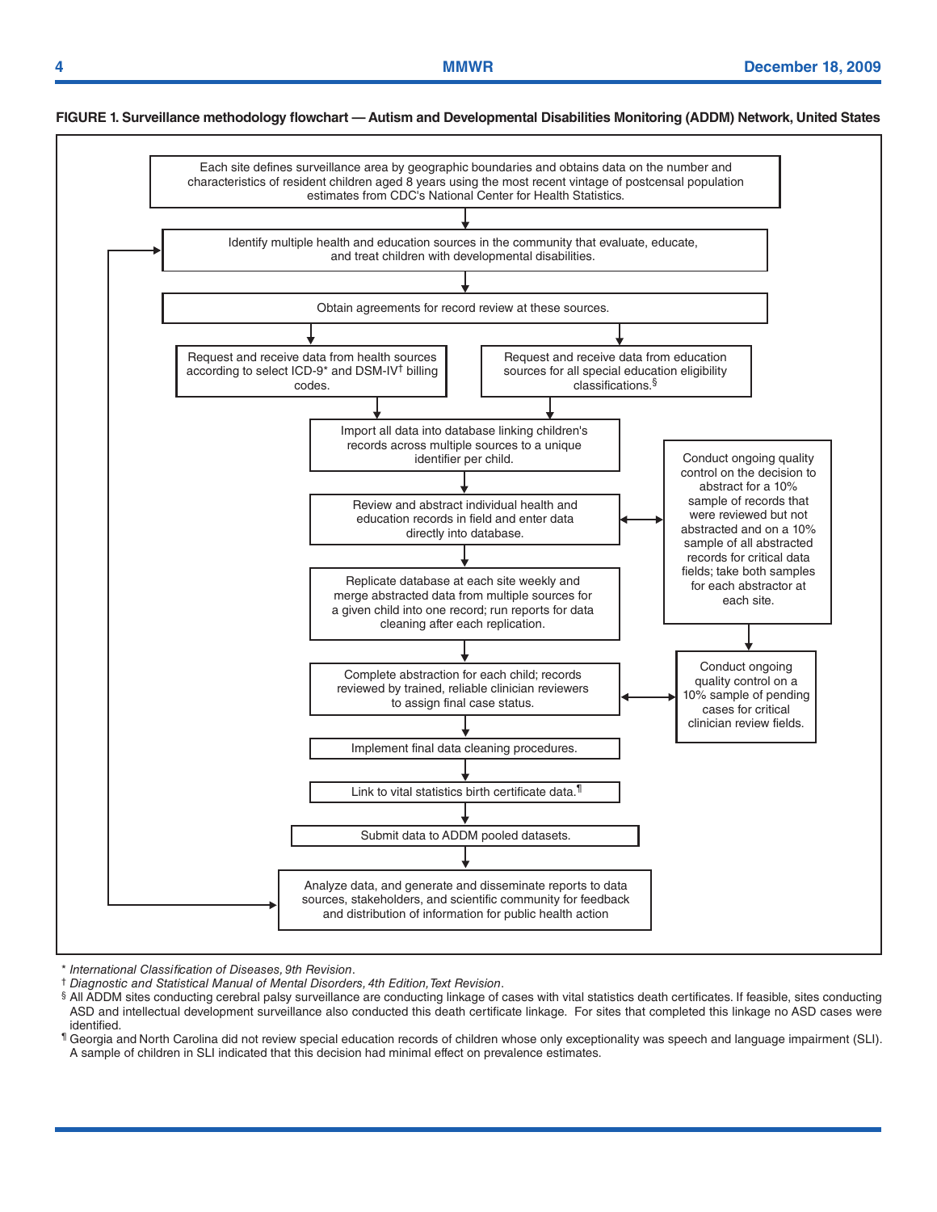**FIGURE 1. Surveillance methodology flowchart — Autism and Developmental Disabilities Monitoring (ADDM) Network, United States**

Each site defines surveillance area by geographic boundaries and obtains data on the number and characteristics of resident children aged 8 years using the most recent vintage of postcensal population estimates from CDC's National Center for Health Statistics.

↓

Identify multiple health and education sources in the community that evaluate, educate, and treat children with developmental disabilities.

↓

Obtain agreements for record review at these sources.

↓

Request and receive data from health sources according to select ICD-9* and DSM-IV† billing codes. | Request and receive data from education sources for all special education eligibility classifications.§

↓

Import all data into database linking children's records across multiple sources to a unique identifier per child.

↓

Review and abstract individual health and education records in field and enter data directly into database. ↔ Conduct ongoing quality control on the decision to abstract for a 10% sample of records that were reviewed but not abstracted and on a 10% sample of all abstracted records for critical data fields; take both samples for each abstractor at each site.

↓

Replicate database at each site weekly and merge abstracted data from multiple sources for a given child into one record; run reports for data cleaning after each replication.

↓

Complete abstraction for each child; records reviewed by trained, reliable clinician reviewers to assign final case status. ↔ Conduct ongoing quality control on a 10% sample of pending cases for critical clinician review fields.

↓

Implement final data cleaning procedures.

↓

Link to vital statistics birth certificate data.¶

↓

Submit data to ADDM pooled datasets.

↓

Analyze data, and generate and disseminate reports to data sources, stakeholders, and scientific community for feedback and distribution of information for public health action (→ returns to "Identify multiple health and education sources in the community...")

\* *International Classification of Diseases, 9th Revision*.

† *Diagnostic and Statistical Manual of Mental Disorders, 4th Edition, Text Revision*.

§ All ADDM sites conducting cerebral palsy surveillance are conducting linkage of cases with vital statistics death certificates. If feasible, sites conducting ASD and intellectual development surveillance also conducted this death certificate linkage. For sites that completed this linkage no ASD cases were identified.

¶ Georgia and North Carolina did not review special education records of children whose only exceptionality was speech and language impairment (SLI). A sample of children in SLI indicated that this decision had minimal effect on prevalence estimates.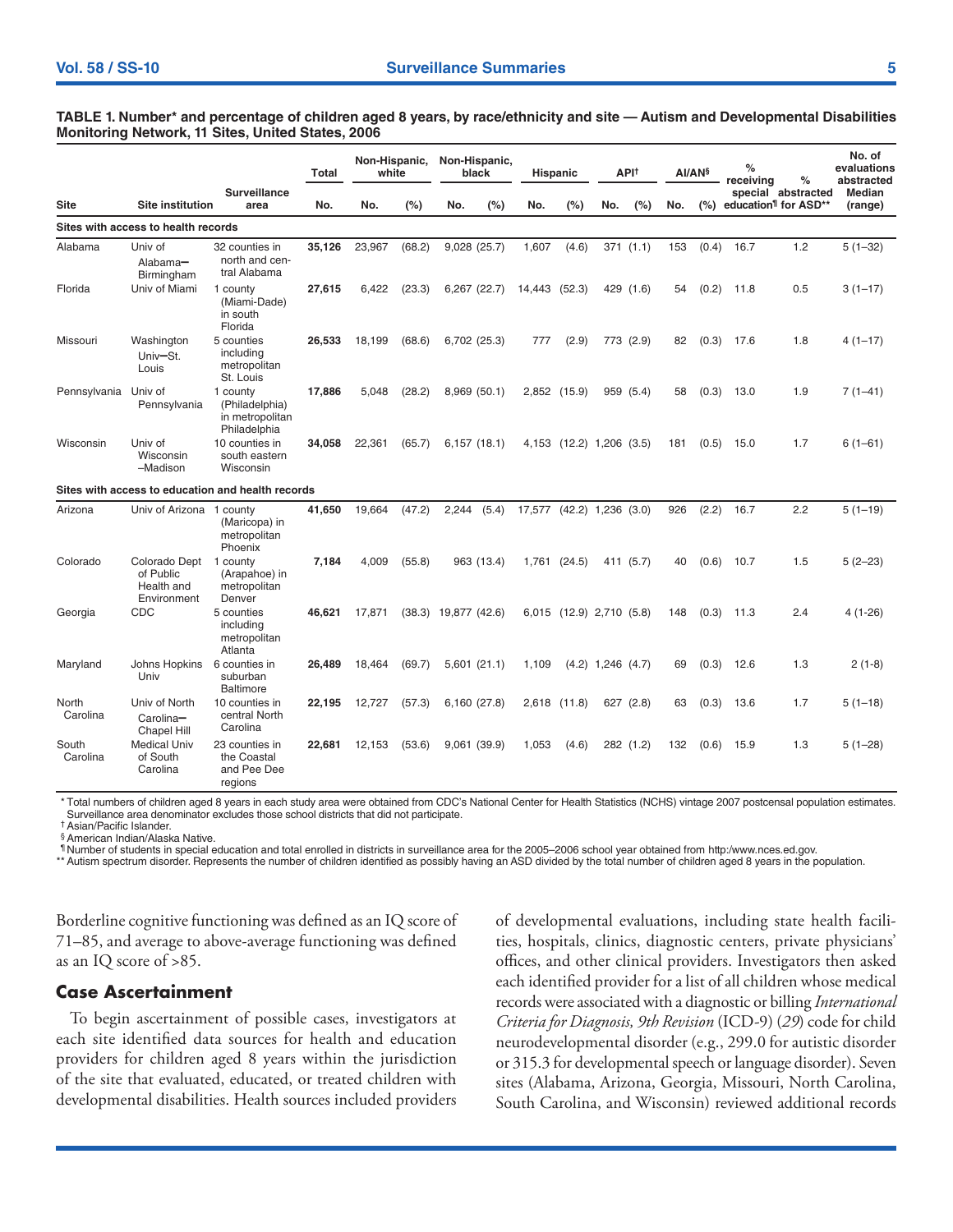**TABLE 1. Number* and percentage of children aged 8 years, by race/ethnicity and site — Autism and Developmental Disabilities Monitoring Network, 11 Sites, United States, 2006**

| Site | Site institution | Surveillance area | Total | Non-Hispanic, white | | Non-Hispanic, black | | Hispanic | | API† | | AI/AN§ | | % receiving special education¶ | % abstracted for ASD** | No. of evaluations abstracted |
|---|---|---|---|---|---|---|---|---|---|---|---|---|---|---|---|---|
| | | | No. | No. | (%) | No. | (%) | No. | (%) | No. | (%) | No. | (%) | | | Median (range) |
| **Sites with access to health records** | | | | | | | | | | | | | | | | |
| Alabama | Univ of Alabama—Birmingham | 32 counties in north and central Alabama | **35,126** | 23,967 | (68.2) | 9,028 | (25.7) | 1,607 | (4.6) | 371 | (1.1) | 153 | (0.4) | 16.7 | 1.2 | 5 (1–32) |
| Florida | Univ of Miami | 1 county (Miami-Dade) in south Florida | **27,615** | 6,422 | (23.3) | 6,267 | (22.7) | 14,443 | (52.3) | 429 | (1.6) | 54 | (0.2) | 11.8 | 0.5 | 3 (1–17) |
| Missouri | Washington Univ—St. Louis | 5 counties including metropolitan St. Louis | **26,533** | 18,199 | (68.6) | 6,702 | (25.3) | 777 | (2.9) | 773 | (2.9) | 82 | (0.3) | 17.6 | 1.8 | 4 (1–17) |
| Pennsylvania | Univ of Pennsylvania | 1 county (Philadelphia) in metropolitan Philadelphia | **17,886** | 5,048 | (28.2) | 8,969 | (50.1) | 2,852 | (15.9) | 959 | (5.4) | 58 | (0.3) | 13.0 | 1.9 | 7 (1–41) |
| Wisconsin | Univ of Wisconsin –Madison | 10 counties in south eastern Wisconsin | **34,058** | 22,361 | (65.7) | 6,157 | (18.1) | 4,153 | (12.2) | 1,206 | (3.5) | 181 | (0.5) | 15.0 | 1.7 | 6 (1–61) |
| **Sites with access to education and health records** | | | | | | | | | | | | | | | | |
| Arizona | Univ of Arizona | 1 county (Maricopa) in metropolitan Phoenix | **41,650** | 19,664 | (47.2) | 2,244 | (5.4) | 17,577 | (42.2) | 1,236 | (3.0) | 926 | (2.2) | 16.7 | 2.2 | 5 (1–19) |
| Colorado | Colorado Dept of Public Health and Environment | 1 county (Arapahoe) in metropolitan Denver | **7,184** | 4,009 | (55.8) | 963 | (13.4) | 1,761 | (24.5) | 411 | (5.7) | 40 | (0.6) | 10.7 | 1.5 | 5 (2–23) |
| Georgia | CDC | 5 counties including metropolitan Atlanta | **46,621** | 17,871 | (38.3) | 19,877 | (42.6) | 6,015 | (12.9) | 2,710 | (5.8) | 148 | (0.3) | 11.3 | 2.4 | 4 (1-26) |
| Maryland | Johns Hopkins Univ | 6 counties in suburban Baltimore | **26,489** | 18,464 | (69.7) | 5,601 | (21.1) | 1,109 | (4.2) | 1,246 | (4.7) | 69 | (0.3) | 12.6 | 1.3 | 2 (1-8) |
| North Carolina | Univ of North Carolina—Chapel Hill | 10 counties in central North Carolina | **22,195** | 12,727 | (57.3) | 6,160 | (27.8) | 2,618 | (11.8) | 627 | (2.8) | 63 | (0.3) | 13.6 | 1.7 | 5 (1–18) |
| South Carolina | Medical Univ of South Carolina | 23 counties in the Coastal and Pee Dee regions | **22,681** | 12,153 | (53.6) | 9,061 | (39.9) | 1,053 | (4.6) | 282 | (1.2) | 132 | (0.6) | 15.9 | 1.3 | 5 (1–28) |

\* Total numbers of children aged 8 years in each study area were obtained from CDC's National Center for Health Statistics (NCHS) vintage 2007 postcensal population estimates. Surveillance area denominator excludes those school districts that did not participate.
† Asian/Pacific Islander.
§ American Indian/Alaska Native.
¶ Number of students in special education and total enrolled in districts in surveillance area for the 2005–2006 school year obtained from http:/www.nces.ed.gov.
** Autism spectrum disorder. Represents the number of children identified as possibly having an ASD divided by the total number of children aged 8 years in the population.

Borderline cognitive functioning was defined as an IQ score of 71–85, and average to above-average functioning was defined as an IQ score of >85.

## Case Ascertainment

To begin ascertainment of possible cases, investigators at each site identified data sources for health and education providers for children aged 8 years within the jurisdiction of the site that evaluated, educated, or treated children with developmental disabilities. Health sources included providers of developmental evaluations, including state health facilities, hospitals, clinics, diagnostic centers, private physicians' offices, and other clinical providers. Investigators then asked each identified provider for a list of all children whose medical records were associated with a diagnostic or billing *International Criteria for Diagnosis, 9th Revision* (ICD-9) (*29*) code for child neurodevelopmental disorder (e.g., 299.0 for autistic disorder or 315.3 for developmental speech or language disorder). Seven sites (Alabama, Arizona, Georgia, Missouri, North Carolina, South Carolina, and Wisconsin) reviewed additional records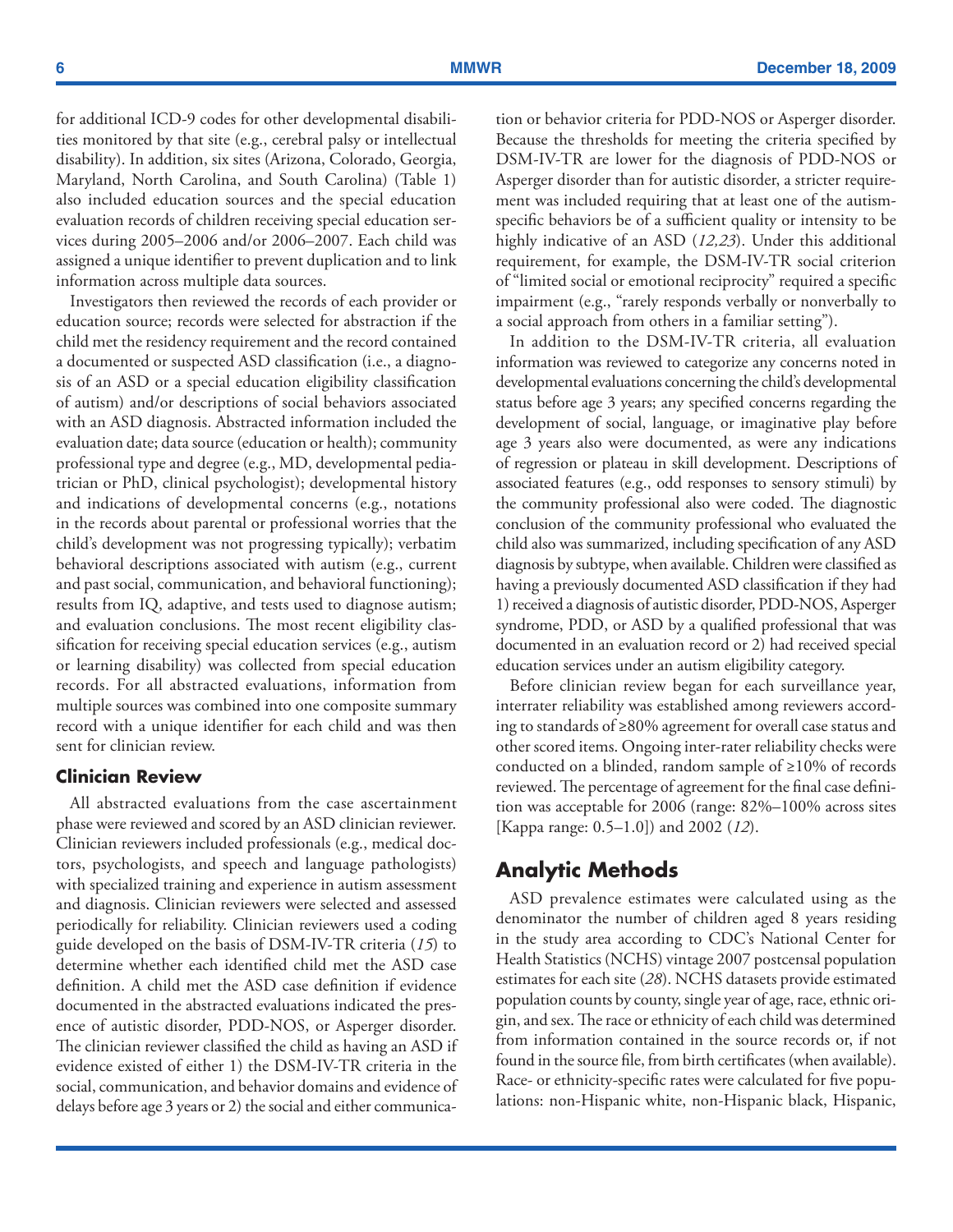for additional ICD-9 codes for other developmental disabilities monitored by that site (e.g., cerebral palsy or intellectual disability). In addition, six sites (Arizona, Colorado, Georgia, Maryland, North Carolina, and South Carolina) (Table 1) also included education sources and the special education evaluation records of children receiving special education services during 2005–2006 and/or 2006–2007. Each child was assigned a unique identifier to prevent duplication and to link information across multiple data sources.

Investigators then reviewed the records of each provider or education source; records were selected for abstraction if the child met the residency requirement and the record contained a documented or suspected ASD classification (i.e., a diagnosis of an ASD or a special education eligibility classification of autism) and/or descriptions of social behaviors associated with an ASD diagnosis. Abstracted information included the evaluation date; data source (education or health); community professional type and degree (e.g., MD, developmental pediatrician or PhD, clinical psychologist); developmental history and indications of developmental concerns (e.g., notations in the records about parental or professional worries that the child's development was not progressing typically); verbatim behavioral descriptions associated with autism (e.g., current and past social, communication, and behavioral functioning); results from IQ, adaptive, and tests used to diagnose autism; and evaluation conclusions. The most recent eligibility classification for receiving special education services (e.g., autism or learning disability) was collected from special education records. For all abstracted evaluations, information from multiple sources was combined into one composite summary record with a unique identifier for each child and was then sent for clinician review.

### Clinician Review

All abstracted evaluations from the case ascertainment phase were reviewed and scored by an ASD clinician reviewer. Clinician reviewers included professionals (e.g., medical doctors, psychologists, and speech and language pathologists) with specialized training and experience in autism assessment and diagnosis. Clinician reviewers were selected and assessed periodically for reliability. Clinician reviewers used a coding guide developed on the basis of DSM-IV-TR criteria (*15*) to determine whether each identified child met the ASD case definition. A child met the ASD case definition if evidence documented in the abstracted evaluations indicated the presence of autistic disorder, PDD-NOS, or Asperger disorder. The clinician reviewer classified the child as having an ASD if evidence existed of either 1) the DSM-IV-TR criteria in the social, communication, and behavior domains and evidence of delays before age 3 years or 2) the social and either communication or behavior criteria for PDD-NOS or Asperger disorder. Because the thresholds for meeting the criteria specified by DSM-IV-TR are lower for the diagnosis of PDD-NOS or Asperger disorder than for autistic disorder, a stricter requirement was included requiring that at least one of the autism-specific behaviors be of a sufficient quality or intensity to be highly indicative of an ASD (*12,23*). Under this additional requirement, for example, the DSM-IV-TR social criterion of "limited social or emotional reciprocity" required a specific impairment (e.g., "rarely responds verbally or nonverbally to a social approach from others in a familiar setting").

In addition to the DSM-IV-TR criteria, all evaluation information was reviewed to categorize any concerns noted in developmental evaluations concerning the child's developmental status before age 3 years; any specified concerns regarding the development of social, language, or imaginative play before age 3 years also were documented, as were any indications of regression or plateau in skill development. Descriptions of associated features (e.g., odd responses to sensory stimuli) by the community professional also were coded. The diagnostic conclusion of the community professional who evaluated the child also was summarized, including specification of any ASD diagnosis by subtype, when available. Children were classified as having a previously documented ASD classification if they had 1) received a diagnosis of autistic disorder, PDD-NOS, Asperger syndrome, PDD, or ASD by a qualified professional that was documented in an evaluation record or 2) had received special education services under an autism eligibility category.

Before clinician review began for each surveillance year, interrater reliability was established among reviewers according to standards of ≥80% agreement for overall case status and other scored items. Ongoing inter-rater reliability checks were conducted on a blinded, random sample of ≥10% of records reviewed. The percentage of agreement for the final case definition was acceptable for 2006 (range: 82%–100% across sites [Kappa range: 0.5–1.0]) and 2002 (*12*).

## Analytic Methods

ASD prevalence estimates were calculated using as the denominator the number of children aged 8 years residing in the study area according to CDC's National Center for Health Statistics (NCHS) vintage 2007 postcensal population estimates for each site (*28*). NCHS datasets provide estimated population counts by county, single year of age, race, ethnic origin, and sex. The race or ethnicity of each child was determined from information contained in the source records or, if not found in the source file, from birth certificates (when available). Race- or ethnicity-specific rates were calculated for five populations: non-Hispanic white, non-Hispanic black, Hispanic,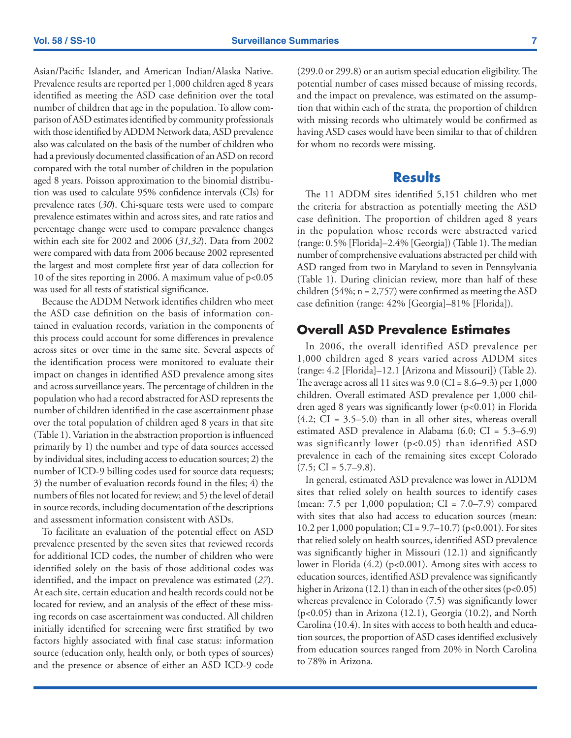Asian/Pacific Islander, and American Indian/Alaska Native. Prevalence results are reported per 1,000 children aged 8 years identified as meeting the ASD case definition over the total number of children that age in the population. To allow comparison of ASD estimates identified by community professionals with those identified by ADDM Network data, ASD prevalence also was calculated on the basis of the number of children who had a previously documented classification of an ASD on record compared with the total number of children in the population aged 8 years. Poisson approximation to the binomial distribution was used to calculate 95% confidence intervals (CIs) for prevalence rates (*30*). Chi-square tests were used to compare prevalence estimates within and across sites, and rate ratios and percentage change were used to compare prevalence changes within each site for 2002 and 2006 (*31,32*). Data from 2002 were compared with data from 2006 because 2002 represented the largest and most complete first year of data collection for 10 of the sites reporting in 2006. A maximum value of $p<0.05$ was used for all tests of statistical significance.

Because the ADDM Network identifies children who meet the ASD case definition on the basis of information contained in evaluation records, variation in the components of this process could account for some differences in prevalence across sites or over time in the same site. Several aspects of the identification process were monitored to evaluate their impact on changes in identified ASD prevalence among sites and across surveillance years. The percentage of children in the population who had a record abstracted for ASD represents the number of children identified in the case ascertainment phase over the total population of children aged 8 years in that site (Table 1). Variation in the abstraction proportion is influenced primarily by 1) the number and type of data sources accessed by individual sites, including access to education sources; 2) the number of ICD-9 billing codes used for source data requests; 3) the number of evaluation records found in the files; 4) the numbers of files not located for review; and 5) the level of detail in source records, including documentation of the descriptions and assessment information consistent with ASDs.

To facilitate an evaluation of the potential effect on ASD prevalence presented by the seven sites that reviewed records for additional ICD codes, the number of children who were identified solely on the basis of those additional codes was identified, and the impact on prevalence was estimated (*27*). At each site, certain education and health records could not be located for review, and an analysis of the effect of these missing records on case ascertainment was conducted. All children initially identified for screening were first stratified by two factors highly associated with final case status: information source (education only, health only, or both types of sources) and the presence or absence of either an ASD ICD-9 code (299.0 or 299.8) or an autism special education eligibility. The potential number of cases missed because of missing records, and the impact on prevalence, was estimated on the assumption that within each of the strata, the proportion of children with missing records who ultimately would be confirmed as having ASD cases would have been similar to that of children for whom no records were missing.

# Results

The 11 ADDM sites identified 5,151 children who met the criteria for abstraction as potentially meeting the ASD case definition. The proportion of children aged 8 years in the population whose records were abstracted varied (range: 0.5% [Florida]–2.4% [Georgia]) (Table 1). The median number of comprehensive evaluations abstracted per child with ASD ranged from two in Maryland to seven in Pennsylvania (Table 1). During clinician review, more than half of these children (54%; n = 2,757) were confirmed as meeting the ASD case definition (range: 42% [Georgia]–81% [Florida]).

## Overall ASD Prevalence Estimates

In 2006, the overall identified ASD prevalence per 1,000 children aged 8 years varied across ADDM sites (range: 4.2 [Florida]–12.1 [Arizona and Missouri]) (Table 2). The average across all 11 sites was 9.0 (CI = 8.6–9.3) per 1,000 children. Overall estimated ASD prevalence per 1,000 children aged 8 years was significantly lower ($p<0.01$) in Florida (4.2; CI = 3.5–5.0) than in all other sites, whereas overall estimated ASD prevalence in Alabama (6.0; CI = 5.3–6.9) was significantly lower ($p<0.05$) than identified ASD prevalence in each of the remaining sites except Colorado (7.5; CI = 5.7–9.8).

In general, estimated ASD prevalence was lower in ADDM sites that relied solely on health sources to identify cases (mean: 7.5 per 1,000 population; CI = 7.0–7.9) compared with sites that also had access to education sources (mean: 10.2 per 1,000 population; CI = 9.7–10.7) ($p<0.001$). For sites that relied solely on health sources, identified ASD prevalence was significantly higher in Missouri (12.1) and significantly lower in Florida (4.2) ($p<0.001$). Among sites with access to education sources, identified ASD prevalence was significantly higher in Arizona (12.1) than in each of the other sites ($p<0.05$) whereas prevalence in Colorado (7.5) was significantly lower ($p<0.05$) than in Arizona (12.1), Georgia (10.2), and North Carolina (10.4). In sites with access to both health and education sources, the proportion of ASD cases identified exclusively from education sources ranged from 20% in North Carolina to 78% in Arizona.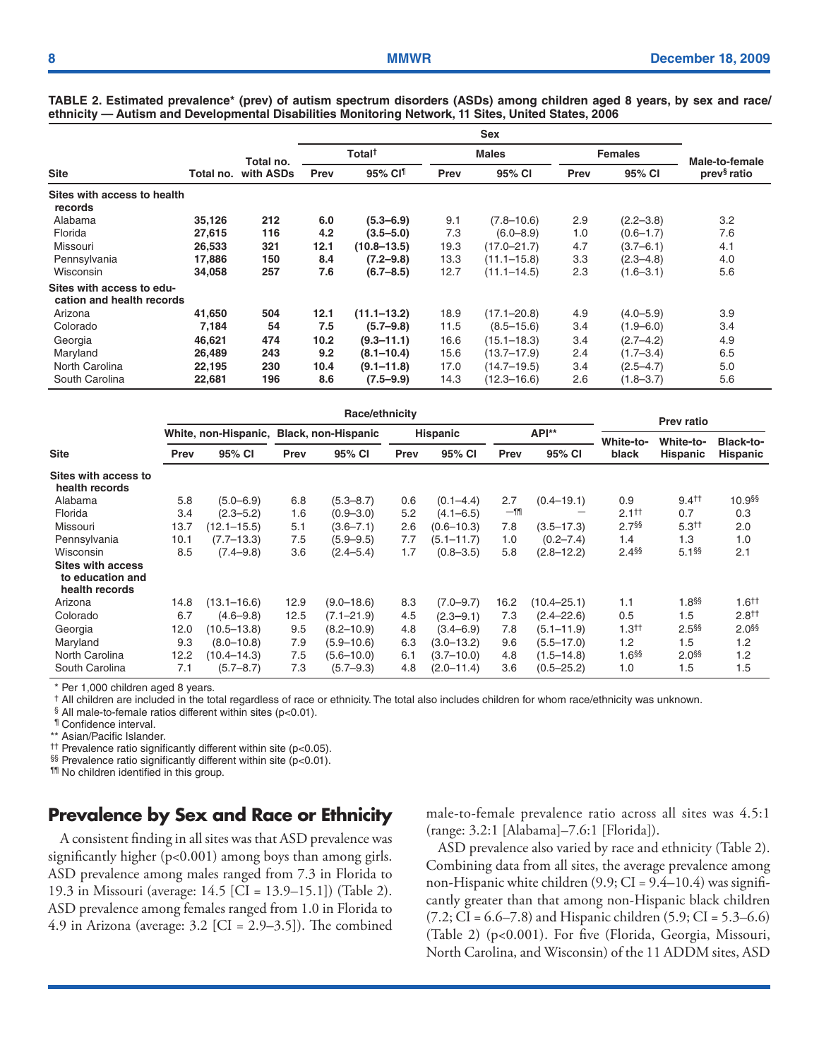**TABLE 2. Estimated prevalence* (prev) of autism spectrum disorders (ASDs) among children aged 8 years, by sex and race/ethnicity — Autism and Developmental Disabilities Monitoring Network, 11 Sites, United States, 2006**

| Site | Total no. | Total no. with ASDs | Sex | | | | | | Male-to-female prev[§] ratio |
|---|---|---|---|---|---|---|---|---|---|
| | | | Total[†] | | Males | | Females | | |
| | | | Prev | 95% CI[¶] | Prev | 95% CI | Prev | 95% CI | |
| **Sites with access to health records** | | | | | | | | | |
| Alabama | **35,126** | **212** | **6.0** | **(5.3–6.9)** | 9.1 | (7.8–10.6) | 2.9 | (2.2–3.8) | 3.2 |
| Florida | **27,615** | **116** | **4.2** | **(3.5–5.0)** | 7.3 | (6.0–8.9) | 1.0 | (0.6–1.7) | 7.6 |
| Missouri | **26,533** | **321** | **12.1** | **(10.8–13.5)** | 19.3 | (17.0–21.7) | 4.7 | (3.7–6.1) | 4.1 |
| Pennsylvania | **17,886** | **150** | **8.4** | **(7.2–9.8)** | 13.3 | (11.1–15.8) | 3.3 | (2.3–4.8) | 4.0 |
| Wisconsin | **34,058** | **257** | **7.6** | **(6.7–8.5)** | 12.7 | (11.1–14.5) | 2.3 | (1.6–3.1) | 5.6 |
| **Sites with access to education and health records** | | | | | | | | | |
| Arizona | **41,650** | **504** | **12.1** | **(11.1–13.2)** | 18.9 | (17.1–20.8) | 4.9 | (4.0–5.9) | 3.9 |
| Colorado | **7,184** | **54** | **7.5** | **(5.7–9.8)** | 11.5 | (8.5–15.6) | 3.4 | (1.9–6.0) | 3.4 |
| Georgia | **46,621** | **474** | **10.2** | **(9.3–11.1)** | 16.6 | (15.1–18.3) | 3.4 | (2.7–4.2) | 4.9 |
| Maryland | **26,489** | **243** | **9.2** | **(8.1–10.4)** | 15.6 | (13.7–17.9) | 2.4 | (1.7–3.4) | 6.5 |
| North Carolina | **22,195** | **230** | **10.4** | **(9.1–11.8)** | 17.0 | (14.7–19.5) | 3.4 | (2.5–4.7) | 5.0 |
| South Carolina | **22,681** | **196** | **8.6** | **(7.5–9.9)** | 14.3 | (12.3–16.6) | 2.6 | (1.8–3.7) | 5.6 |

| Site | Race/ethnicity | | | | | | | | Prev ratio | | |
|---|---|---|---|---|---|---|---|---|---|---|---|
| | White, non-Hispanic, | | Black, non-Hispanic | | Hispanic | | API** | | White-to-black | White-to-Hispanic | Black-to-Hispanic |
| | Prev | 95% CI | Prev | 95% CI | Prev | 95% CI | Prev | 95% CI | | | |
| **Sites with access to health records** | | | | | | | | | | | |
| Alabama | 5.8 | (5.0–6.9) | 6.8 | (5.3–8.7) | 0.6 | (0.1–4.4) | 2.7 | (0.4–19.1) | 0.9 | 9.4[††] | 10.9[§§] |
| Florida | 3.4 | (2.3–5.2) | 1.6 | (0.9–3.0) | 5.2 | (4.1–6.5) | —[¶¶] | — | 2.1[††] | 0.7 | 0.3 |
| Missouri | 13.7 | (12.1–15.5) | 5.1 | (3.6–7.1) | 2.6 | (0.6–10.3) | 7.8 | (3.5–17.3) | 2.7[§§] | 5.3[††] | 2.0 |
| Pennsylvania | 10.1 | (7.7–13.3) | 7.5 | (5.9–9.5) | 7.7 | (5.1–11.7) | 1.0 | (0.2–7.4) | 1.4 | 1.3 | 1.0 |
| Wisconsin | 8.5 | (7.4–9.8) | 3.6 | (2.4–5.4) | 1.7 | (0.8–3.5) | 5.8 | (2.8–12.2) | 2.4[§§] | 5.1[§§] | 2.1 |
| **Sites with access to education and health records** | | | | | | | | | | | |
| Arizona | 14.8 | (13.1–16.6) | 12.9 | (9.0–18.6) | 8.3 | (7.0–9.7) | 16.2 | (10.4–25.1) | 1.1 | 1.8[§§] | 1.6[††] |
| Colorado | 6.7 | (4.6–9.8) | 12.5 | (7.1–21.9) | 4.5 | (2.3–9.1) | 7.3 | (2.4–22.6) | 0.5 | 1.5 | 2.8[††] |
| Georgia | 12.0 | (10.5–13.8) | 9.5 | (8.2–10.9) | 4.8 | (3.4–6.9) | 7.8 | (5.1–11.9) | 1.3[††] | 2.5[§§] | 2.0[§§] |
| Maryland | 9.3 | (8.0–10.8) | 7.9 | (5.9–10.6) | 6.3 | (3.0–13.2) | 9.6 | (5.5–17.0) | 1.2 | 1.5 | 1.2 |
| North Carolina | 12.2 | (10.4–14.3) | 7.5 | (5.6–10.0) | 6.1 | (3.7–10.0) | 4.8 | (1.5–14.8) | 1.6[§§] | 2.0[§§] | 1.2 |
| South Carolina | 7.1 | (5.7–8.7) | 7.3 | (5.7–9.3) | 4.8 | (2.0–11.4) | 3.6 | (0.5–25.2) | 1.0 | 1.5 | 1.5 |

\* Per 1,000 children aged 8 years.
[†] All children are included in the total regardless of race or ethnicity. The total also includes children for whom race/ethnicity was unknown.
[§] All male-to-female ratios different within sites (p<0.01).
[¶] Confidence interval.
** Asian/Pacific Islander.
[††] Prevalence ratio significantly different within site (p<0.05).
[§§] Prevalence ratio significantly different within site (p<0.01).
[¶¶] No children identified in this group.

## Prevalence by Sex and Race or Ethnicity

A consistent finding in all sites was that ASD prevalence was significantly higher ($p<0.001$) among boys than among girls. ASD prevalence among males ranged from 7.3 in Florida to 19.3 in Missouri (average: 14.5 [CI = 13.9–15.1]) (Table 2). ASD prevalence among females ranged from 1.0 in Florida to 4.9 in Arizona (average: 3.2 [CI = 2.9–3.5]). The combined male-to-female prevalence ratio across all sites was 4.5:1 (range: 3.2:1 [Alabama]–7.6:1 [Florida]).

ASD prevalence also varied by race and ethnicity (Table 2). Combining data from all sites, the average prevalence among non-Hispanic white children (9.9; CI = 9.4–10.4) was significantly greater than that among non-Hispanic black children (7.2; CI = 6.6–7.8) and Hispanic children (5.9; CI = 5.3–6.6) (Table 2) ($p<0.001$). For five (Florida, Georgia, Missouri, North Carolina, and Wisconsin) of the 11 ADDM sites, ASD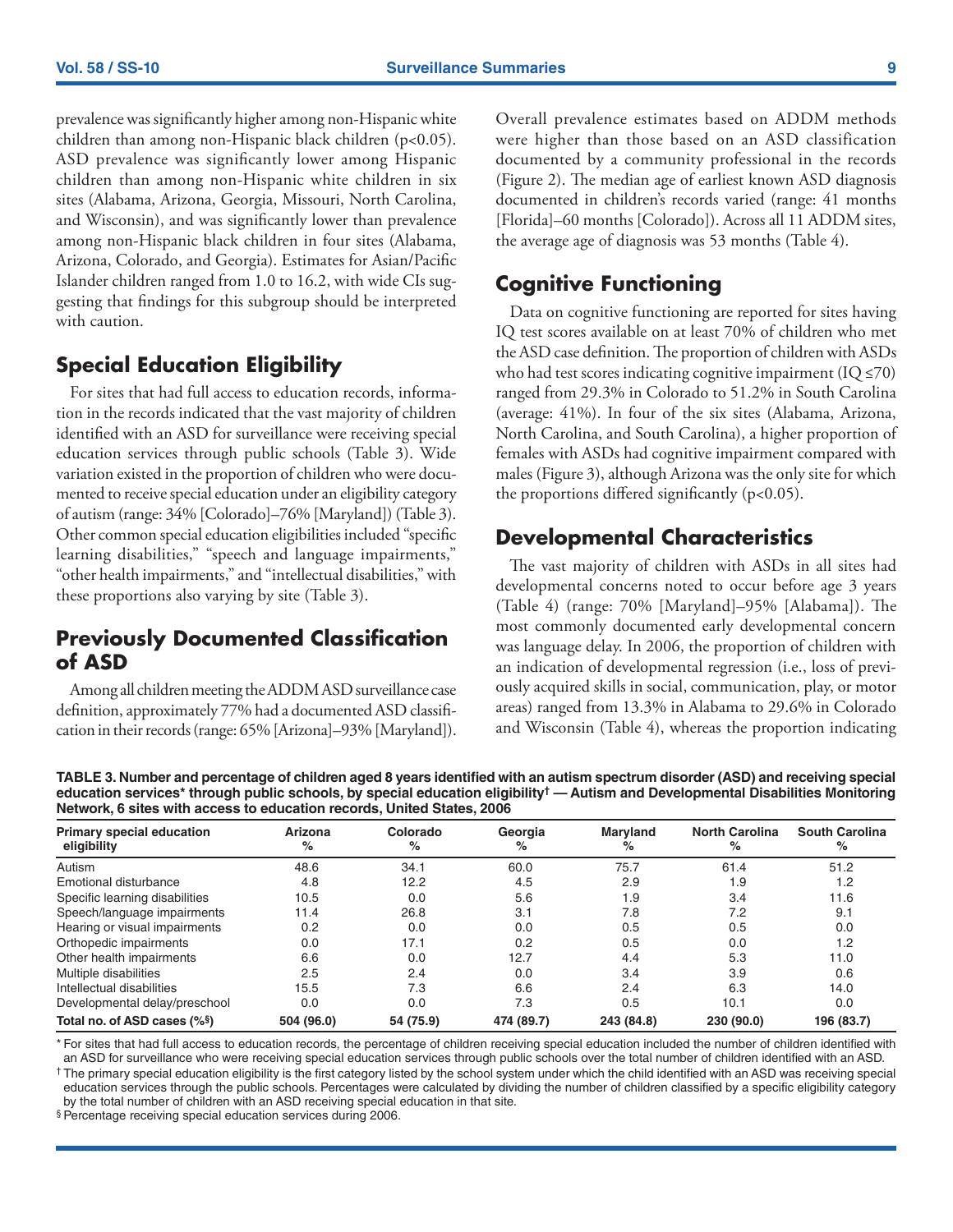prevalence was significantly higher among non-Hispanic white children than among non-Hispanic black children ($p<0.05$). ASD prevalence was significantly lower among Hispanic children than among non-Hispanic white children in six sites (Alabama, Arizona, Georgia, Missouri, North Carolina, and Wisconsin), and was significantly lower than prevalence among non-Hispanic black children in four sites (Alabama, Arizona, Colorado, and Georgia). Estimates for Asian/Pacific Islander children ranged from 1.0 to 16.2, with wide CIs suggesting that findings for this subgroup should be interpreted with caution.

## Special Education Eligibility

For sites that had full access to education records, information in the records indicated that the vast majority of children identified with an ASD for surveillance were receiving special education services through public schools (Table 3). Wide variation existed in the proportion of children who were documented to receive special education under an eligibility category of autism (range: 34% [Colorado]–76% [Maryland]) (Table 3). Other common special education eligibilities included "specific learning disabilities," "speech and language impairments," "other health impairments," and "intellectual disabilities," with these proportions also varying by site (Table 3).

## Previously Documented Classification of ASD

Among all children meeting the ADDM ASD surveillance case definition, approximately 77% had a documented ASD classification in their records (range: 65% [Arizona]–93% [Maryland]). Overall prevalence estimates based on ADDM methods were higher than those based on an ASD classification documented by a community professional in the records (Figure 2). The median age of earliest known ASD diagnosis documented in children's records varied (range: 41 months [Florida]–60 months [Colorado]). Across all 11 ADDM sites, the average age of diagnosis was 53 months (Table 4).

## Cognitive Functioning

Data on cognitive functioning are reported for sites having IQ test scores available on at least 70% of children who met the ASD case definition. The proportion of children with ASDs who had test scores indicating cognitive impairment ($IQ \leq 70$) ranged from 29.3% in Colorado to 51.2% in South Carolina (average: 41%). In four of the six sites (Alabama, Arizona, North Carolina, and South Carolina), a higher proportion of females with ASDs had cognitive impairment compared with males (Figure 3), although Arizona was the only site for which the proportions differed significantly ($p<0.05$).

## Developmental Characteristics

The vast majority of children with ASDs in all sites had developmental concerns noted to occur before age 3 years (Table 4) (range: 70% [Maryland]–95% [Alabama]). The most commonly documented early developmental concern was language delay. In 2006, the proportion of children with an indication of developmental regression (i.e., loss of previously acquired skills in social, communication, play, or motor areas) ranged from 13.3% in Alabama to 29.6% in Colorado and Wisconsin (Table 4), whereas the proportion indicating

**TABLE 3. Number and percentage of children aged 8 years identified with an autism spectrum disorder (ASD) and receiving special education services* through public schools, by special education eligibility† — Autism and Developmental Disabilities Monitoring Network, 6 sites with access to education records, United States, 2006**

| Primary special education eligibility | Arizona % | Colorado % | Georgia % | Maryland % | North Carolina % | South Carolina % |
|---|---|---|---|---|---|---|
| Autism | 48.6 | 34.1 | 60.0 | 75.7 | 61.4 | 51.2 |
| Emotional disturbance | 4.8 | 12.2 | 4.5 | 2.9 | 1.9 | 1.2 |
| Specific learning disabilities | 10.5 | 0.0 | 5.6 | 1.9 | 3.4 | 11.6 |
| Speech/language impairments | 11.4 | 26.8 | 3.1 | 7.8 | 7.2 | 9.1 |
| Hearing or visual impairments | 0.2 | 0.0 | 0.0 | 0.5 | 0.5 | 0.0 |
| Orthopedic impairments | 0.0 | 17.1 | 0.2 | 0.5 | 0.0 | 1.2 |
| Other health impairments | 6.6 | 0.0 | 12.7 | 4.4 | 5.3 | 11.0 |
| Multiple disabilities | 2.5 | 2.4 | 0.0 | 3.4 | 3.9 | 0.6 |
| Intellectual disabilities | 15.5 | 7.3 | 6.6 | 2.4 | 6.3 | 14.0 |
| Developmental delay/preschool | 0.0 | 0.0 | 7.3 | 0.5 | 10.1 | 0.0 |
| **Total no. of ASD cases (%§)** | **504 (96.0)** | **54 (75.9)** | **474 (89.7)** | **243 (84.8)** | **230 (90.0)** | **196 (83.7)** |

\* For sites that had full access to education records, the percentage of children receiving special education included the number of children identified with an ASD for surveillance who were receiving special education services through public schools over the total number of children identified with an ASD.

† The primary special education eligibility is the first category listed by the school system under which the child identified with an ASD was receiving special education services through the public schools. Percentages were calculated by dividing the number of children classified by a specific eligibility category by the total number of children with an ASD receiving special education in that site.

§ Percentage receiving special education services during 2006.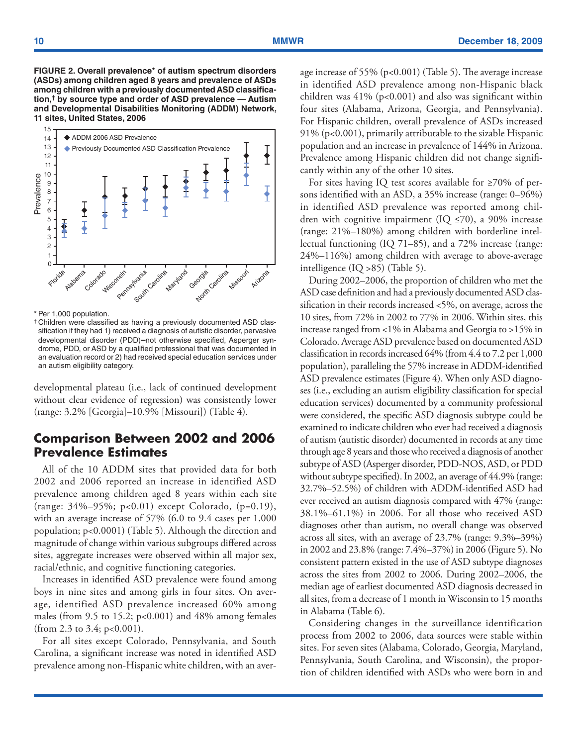**FIGURE 2. Overall prevalence* of autism spectrum disorders (ASDs) among children aged 8 years and prevalence of ASDs among children with a previously documented ASD classification,† by source type and order of ASD prevalence — Autism and Developmental Disabilities Monitoring (ADDM) Network, 11 sites, United States, 2006**

* Per 1,000 population.

† Children were classified as having a previously documented ASD classification if they had 1) received a diagnosis of autistic disorder, pervasive developmental disorder (PDD)–not otherwise specified, Asperger syndrome, PDD, or ASD by a qualified professional that was documented in an evaluation record or 2) had received special education services under an autism eligibility category.

developmental plateau (i.e., lack of continued development without clear evidence of regression) was consistently lower (range: 3.2% [Georgia]–10.9% [Missouri]) (Table 4).

## Comparison Between 2002 and 2006 Prevalence Estimates

All of the 10 ADDM sites that provided data for both 2002 and 2006 reported an increase in identified ASD prevalence among children aged 8 years within each site (range: 34%–95%; $p<0.01$) except Colorado, ($p=0.19$), with an average increase of 57% (6.0 to 9.4 cases per 1,000 population; $p<0.0001$) (Table 5). Although the direction and magnitude of change within various subgroups differed across sites, aggregate increases were observed within all major sex, racial/ethnic, and cognitive functioning categories.

Increases in identified ASD prevalence were found among boys in nine sites and among girls in four sites. On average, identified ASD prevalence increased 60% among males (from 9.5 to 15.2; $p<0.001$) and 48% among females (from 2.3 to 3.4; $p<0.001$).

For all sites except Colorado, Pennsylvania, and South Carolina, a significant increase was noted in identified ASD prevalence among non-Hispanic white children, with an average increase of 55% ($p<0.001$) (Table 5). The average increase in identified ASD prevalence among non-Hispanic black children was 41% ($p<0.001$) and also was significant within four sites (Alabama, Arizona, Georgia, and Pennsylvania). For Hispanic children, overall prevalence of ASDs increased 91% ($p<0.001$), primarily attributable to the sizable Hispanic population and an increase in prevalence of 144% in Arizona. Prevalence among Hispanic children did not change significantly within any of the other 10 sites.

For sites having IQ test scores available for ≥70% of persons identified with an ASD, a 35% increase (range: 0–96%) in identified ASD prevalence was reported among children with cognitive impairment (IQ ≤70), a 90% increase (range: 21%–180%) among children with borderline intellectual functioning (IQ 71–85), and a 72% increase (range: 24%–116%) among children with average to above-average intelligence (IQ >85) (Table 5).

During 2002–2006, the proportion of children who met the ASD case definition and had a previously documented ASD classification in their records increased <5%, on average, across the 10 sites, from 72% in 2002 to 77% in 2006. Within sites, this increase ranged from <1% in Alabama and Georgia to >15% in Colorado. Average ASD prevalence based on documented ASD classification in records increased 64% (from 4.4 to 7.2 per 1,000 population), paralleling the 57% increase in ADDM-identified ASD prevalence estimates (Figure 4). When only ASD diagnoses (i.e., excluding an autism eligibility classification for special education services) documented by a community professional were considered, the specific ASD diagnosis subtype could be examined to indicate children who ever had received a diagnosis of autism (autistic disorder) documented in records at any time through age 8 years and those who received a diagnosis of another subtype of ASD (Asperger disorder, PDD-NOS, ASD, or PDD without subtype specified). In 2002, an average of 44.9% (range: 32.7%–52.5%) of children with ADDM-identified ASD had ever received an autism diagnosis compared with 47% (range: 38.1%–61.1%) in 2006. For all those who received ASD diagnoses other than autism, no overall change was observed across all sites, with an average of 23.7% (range: 9.3%–39%) in 2002 and 23.8% (range: 7.4%–37%) in 2006 (Figure 5). No consistent pattern existed in the use of ASD subtype diagnoses across the sites from 2002 to 2006. During 2002–2006, the median age of earliest documented ASD diagnosis decreased in all sites, from a decrease of 1 month in Wisconsin to 15 months in Alabama (Table 6).

Considering changes in the surveillance identification process from 2002 to 2006, data sources were stable within sites. For seven sites (Alabama, Colorado, Georgia, Maryland, Pennsylvania, South Carolina, and Wisconsin), the proportion of children identified with ASDs who were born in and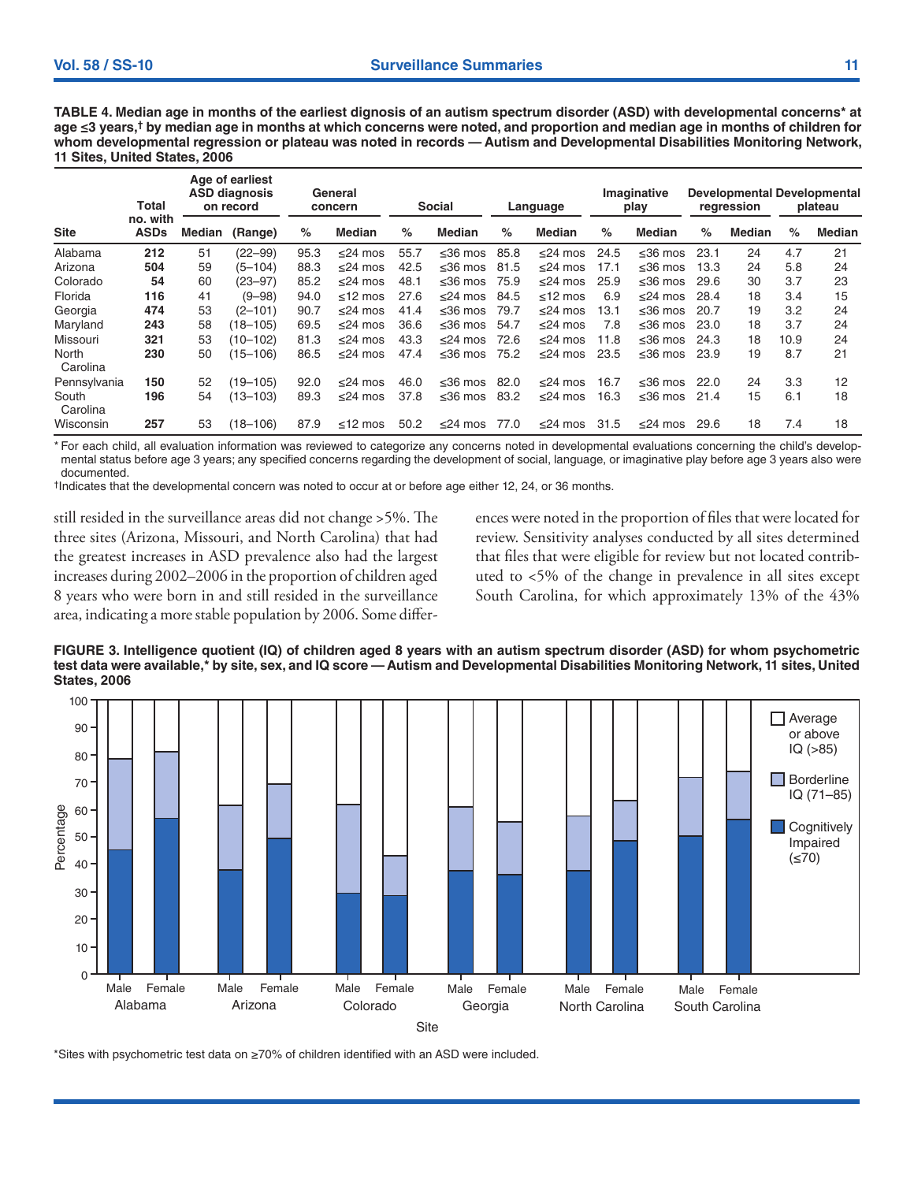**TABLE 4. Median age in months of the earliest dignosis of an autism spectrum disorder (ASD) with developmental concerns* at age ≤3 years,† by median age in months at which concerns were noted, and proportion and median age in months of children for whom developmental regression or plateau was noted in records — Autism and Developmental Disabilities Monitoring Network, 11 Sites, United States, 2006**

| Site | Total no. with ASDs | Age of earliest ASD diagnosis on record | | General concern | | Social | | Language | | Imaginative play | | Developmental regression | | Developmental plateau | |
|---|---|---|---|---|---|---|---|---|---|---|---|---|---|---|---|
| | | Median | (Range) | % | Median | % | Median | % | Median | % | Median | % | Median | % | Median |
| Alabama | **212** | 51 | (22–99) | 95.3 | ≤24 mos | 55.7 | ≤36 mos | 85.8 | ≤24 mos | 24.5 | ≤36 mos | 23.1 | 24 | 4.7 | 21 |
| Arizona | **504** | 59 | (5–104) | 88.3 | ≤24 mos | 42.5 | ≤36 mos | 81.5 | ≤24 mos | 17.1 | ≤36 mos | 13.3 | 24 | 5.8 | 24 |
| Colorado | **54** | 60 | (23–97) | 85.2 | ≤24 mos | 48.1 | ≤36 mos | 75.9 | ≤24 mos | 25.9 | ≤36 mos | 29.6 | 30 | 3.7 | 23 |
| Florida | **116** | 41 | (9–98) | 94.0 | ≤12 mos | 27.6 | ≤24 mos | 84.5 | ≤12 mos | 6.9 | ≤24 mos | 28.4 | 18 | 3.4 | 15 |
| Georgia | **474** | 53 | (2–101) | 90.7 | ≤24 mos | 41.4 | ≤36 mos | 79.7 | ≤24 mos | 13.1 | ≤36 mos | 20.7 | 19 | 3.2 | 24 |
| Maryland | **243** | 58 | (18–105) | 69.5 | ≤24 mos | 36.6 | ≤36 mos | 54.7 | ≤24 mos | 7.8 | ≤36 mos | 23.0 | 18 | 3.7 | 24 |
| Missouri | **321** | 53 | (10–102) | 81.3 | ≤24 mos | 43.3 | ≤24 mos | 72.6 | ≤24 mos | 11.8 | ≤36 mos | 24.3 | 18 | 10.9 | 24 |
| North Carolina | **230** | 50 | (15–106) | 86.5 | ≤24 mos | 47.4 | ≤36 mos | 75.2 | ≤24 mos | 23.5 | ≤36 mos | 23.9 | 19 | 8.7 | 21 |
| Pennsylvania | **150** | 52 | (19–105) | 92.0 | ≤24 mos | 46.0 | ≤36 mos | 82.0 | ≤24 mos | 16.7 | ≤36 mos | 22.0 | 24 | 3.3 | 12 |
| South Carolina | **196** | 54 | (13–103) | 89.3 | ≤24 mos | 37.8 | ≤36 mos | 83.2 | ≤24 mos | 16.3 | ≤36 mos | 21.4 | 15 | 6.1 | 18 |
| Wisconsin | **257** | 53 | (18–106) | 87.9 | ≤12 mos | 50.2 | ≤24 mos | 77.0 | ≤24 mos | 31.5 | ≤24 mos | 29.6 | 18 | 7.4 | 18 |

\* For each child, all evaluation information was reviewed to categorize any concerns noted in developmental evaluations concerning the child's developmental status before age 3 years; any specified concerns regarding the development of social, language, or imaginative play before age 3 years also were documented.
†Indicates that the developmental concern was noted to occur at or before age either 12, 24, or 36 months.

still resided in the surveillance areas did not change >5%. The three sites (Arizona, Missouri, and North Carolina) that had the greatest increases in ASD prevalence also had the largest increases during 2002–2006 in the proportion of children aged 8 years who were born in and still resided in the surveillance area, indicating a more stable population by 2006. Some differences were noted in the proportion of files that were located for review. Sensitivity analyses conducted by all sites determined that files that were eligible for review but not located contributed to <5% of the change in prevalence in all sites except South Carolina, for which approximately 13% of the 43%

**FIGURE 3. Intelligence quotient (IQ) of children aged 8 years with an autism spectrum disorder (ASD) for whom psychometric test data were available,* by site, sex, and IQ score — Autism and Developmental Disabilities Monitoring Network, 11 sites, United States, 2006**

*Sites with psychometric test data on ≥70% of children identified with an ASD were included.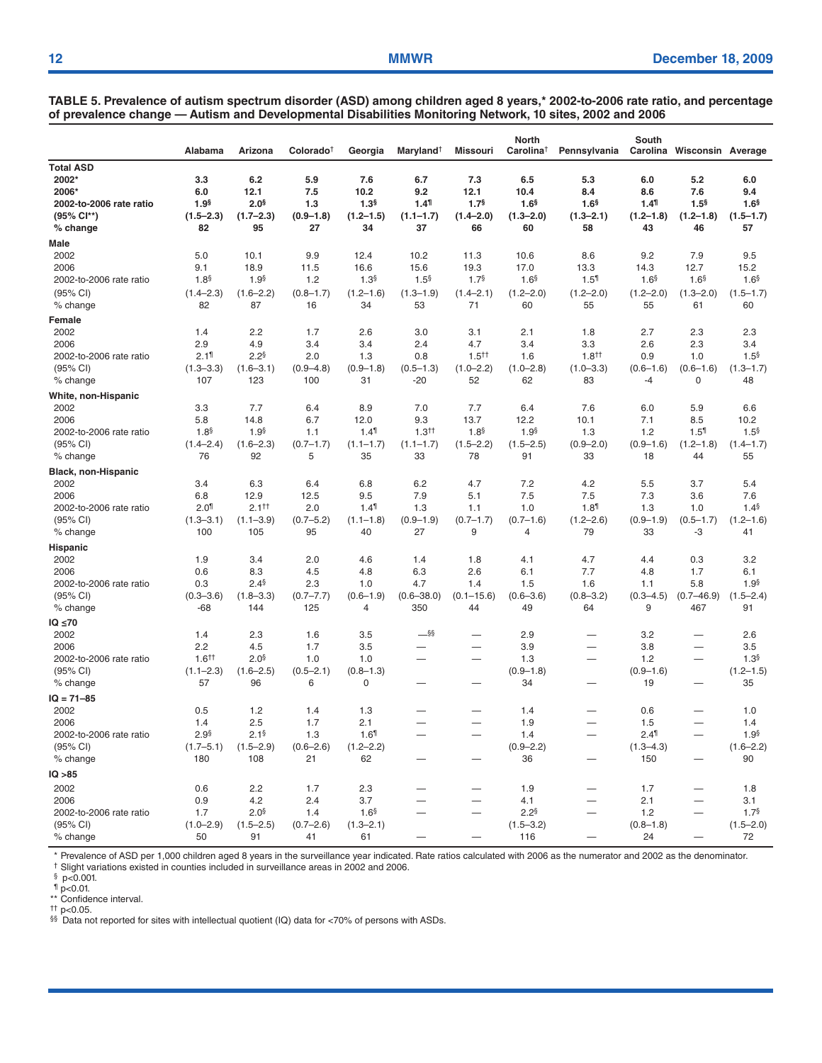**TABLE 5. Prevalence of autism spectrum disorder (ASD) among children aged 8 years,* 2002-to-2006 rate ratio, and percentage of prevalence change — Autism and Developmental Disabilities Monitoring Network, 10 sites, 2002 and 2006**

| | Alabama | Arizona | Colorado† | Georgia | Maryland† | Missouri | North Carolina† | Pennsylvania | South Carolina | Wisconsin | Average |
|---|---|---|---|---|---|---|---|---|---|---|---|
| **Total ASD** | | | | | | | | | | | |
| **2002*** | **3.3** | **6.2** | **5.9** | **7.6** | **6.7** | **7.3** | **6.5** | **5.3** | **6.0** | **5.2** | **6.0** |
| **2006*** | **6.0** | **12.1** | **7.5** | **10.2** | **9.2** | **12.1** | **10.4** | **8.4** | **8.6** | **7.6** | **9.4** |
| **2002-to-2006 rate ratio** | **1.9§** | **2.0§** | **1.3** | **1.3§** | **1.4¶** | **1.7§** | **1.6§** | **1.6§** | **1.4¶** | **1.5§** | **1.6§** |
| **(95% CI**)** | **(1.5–2.3)** | **(1.7–2.3)** | **(0.9–1.8)** | **(1.2–1.5)** | **(1.1–1.7)** | **(1.4–2.0)** | **(1.3–2.0)** | **(1.3–2.1)** | **(1.2–1.8)** | **(1.2–1.8)** | **(1.5–1.7)** |
| **% change** | **82** | **95** | **27** | **34** | **37** | **66** | **60** | **58** | **43** | **46** | **57** |
| **Male** | | | | | | | | | | | |
| 2002 | 5.0 | 10.1 | 9.9 | 12.4 | 10.2 | 11.3 | 10.6 | 8.6 | 9.2 | 7.9 | 9.5 |
| 2006 | 9.1 | 18.9 | 11.5 | 16.6 | 15.6 | 19.3 | 17.0 | 13.3 | 14.3 | 12.7 | 15.2 |
| 2002-to-2006 rate ratio | 1.8§ | 1.9§ | 1.2 | 1.3§ | 1.5§ | 1.7§ | 1.6§ | 1.5¶ | 1.6§ | 1.6§ | 1.6§ |
| (95% CI) | (1.4–2.3) | (1.6–2.2) | (0.8–1.7) | (1.2–1.6) | (1.3–1.9) | (1.4–2.1) | (1.2–2.0) | (1.2–2.0) | (1.2–2.0) | (1.3–2.0) | (1.5–1.7) |
| % change | 82 | 87 | 16 | 34 | 53 | 71 | 60 | 55 | 55 | 61 | 60 |
| **Female** | | | | | | | | | | | |
| 2002 | 1.4 | 2.2 | 1.7 | 2.6 | 3.0 | 3.1 | 2.1 | 1.8 | 2.7 | 2.3 | 2.3 |
| 2006 | 2.9 | 4.9 | 3.4 | 3.4 | 2.4 | 4.7 | 3.4 | 3.3 | 2.6 | 2.3 | 3.4 |
| 2002-to-2006 rate ratio | 2.1¶ | 2.2§ | 2.0 | 1.3 | 0.8 | 1.5†† | 1.6 | 1.8†† | 0.9 | 1.0 | 1.5§ |
| (95% CI) | (1.3–3.3) | (1.6–3.1) | (0.9–4.8) | (0.9–1.8) | (0.5–1.3) | (1.0–2.2) | (1.0–2.8) | (1.0–3.3) | (0.6–1.6) | (0.6–1.6) | (1.3–1.7) |
| % change | 107 | 123 | 100 | 31 | -20 | 52 | 62 | 83 | -4 | 0 | 48 |
| **White, non-Hispanic** | | | | | | | | | | | |
| 2002 | 3.3 | 7.7 | 6.4 | 8.9 | 7.0 | 7.7 | 6.4 | 7.6 | 6.0 | 5.9 | 6.6 |
| 2006 | 5.8 | 14.8 | 6.7 | 12.0 | 9.3 | 13.7 | 12.2 | 10.1 | 7.1 | 8.5 | 10.2 |
| 2002-to-2006 rate ratio | 1.8§ | 1.9§ | 1.1 | 1.4¶ | 1.3†† | 1.8§ | 1.9§ | 1.3 | 1.2 | 1.5¶ | 1.5§ |
| (95% CI) | (1.4–2.4) | (1.6–2.3) | (0.7–1.7) | (1.1–1.7) | (1.1–1.7) | (1.5–2.2) | (1.5–2.5) | (0.9–2.0) | (0.9–1.6) | (1.2–1.8) | (1.4–1.7) |
| % change | 76 | 92 | 5 | 35 | 33 | 78 | 91 | 33 | 18 | 44 | 55 |
| **Black, non-Hispanic** | | | | | | | | | | | |
| 2002 | 3.4 | 6.3 | 6.4 | 6.8 | 6.2 | 4.7 | 7.2 | 4.2 | 5.5 | 3.7 | 5.4 |
| 2006 | 6.8 | 12.9 | 12.5 | 9.5 | 7.9 | 5.1 | 7.5 | 7.5 | 7.3 | 3.6 | 7.6 |
| 2002-to-2006 rate ratio | 2.0¶ | 2.1†† | 2.0 | 1.4¶ | 1.3 | 1.1 | 1.0 | 1.8¶ | 1.3 | 1.0 | 1.4§ |
| (95% CI) | (1.3–3.1) | (1.1–3.9) | (0.7–5.2) | (1.1–1.8) | (0.9–1.9) | (0.7–1.7) | (0.7–1.6) | (1.2–2.6) | (0.9–1.9) | (0.5–1.7) | (1.2–1.6) |
| % change | 100 | 105 | 95 | 40 | 27 | 9 | 4 | 79 | 33 | -3 | 41 |
| **Hispanic** | | | | | | | | | | | |
| 2002 | 1.9 | 3.4 | 2.0 | 4.6 | 1.4 | 1.8 | 4.1 | 4.7 | 4.4 | 0.3 | 3.2 |
| 2006 | 0.6 | 8.3 | 4.5 | 4.8 | 6.3 | 2.6 | 6.1 | 7.7 | 4.8 | 1.7 | 6.1 |
| 2002-to-2006 rate ratio | 0.3 | 2.4§ | 2.3 | 1.0 | 4.7 | 1.4 | 1.5 | 1.6 | 1.1 | 5.8 | 1.9§ |
| (95% CI) | (0.3–3.6) | (1.8–3.3) | (0.7–7.7) | (0.6–1.9) | (0.6–38.0) | (0.1–15.6) | (0.6–3.6) | (0.8–3.2) | (0.3–4.5) | (0.7–46.9) | (1.5–2.4) |
| % change | -68 | 144 | 125 | 4 | 350 | 44 | 49 | 64 | 9 | 467 | 91 |
| **IQ ≤70** | | | | | | | | | | | |
| 2002 | 1.4 | 2.3 | 1.6 | 3.5 | —§§ | — | 2.9 | — | 3.2 | — | 2.6 |
| 2006 | 2.2 | 4.5 | 1.7 | 3.5 | — | — | 3.9 | — | 3.8 | — | 3.5 |
| 2002-to-2006 rate ratio | 1.6†† | 2.0§ | 1.0 | 1.0 | — | — | 1.3 | — | 1.2 | — | 1.3§ |
| (95% CI) | (1.1–2.3) | (1.6–2.5) | (0.5–2.1) | (0.8–1.3) | | | (0.9–1.8) | | (0.9–1.6) | | (1.2–1.5) |
| % change | 57 | 96 | 6 | 0 | — | — | 34 | — | 19 | — | 35 |
| **IQ = 71–85** | | | | | | | | | | | |
| 2002 | 0.5 | 1.2 | 1.4 | 1.3 | — | — | 1.4 | — | 0.6 | — | 1.0 |
| 2006 | 1.4 | 2.5 | 1.7 | 2.1 | — | — | 1.9 | — | 1.5 | — | 1.4 |
| 2002-to-2006 rate ratio | 2.9§ | 2.1§ | 1.3 | 1.6¶ | — | — | 1.4 | — | 2.4¶ | — | 1.9§ |
| (95% CI) | (1.7–5.1) | (1.5–2.9) | (0.6–2.6) | (1.2–2.2) | | | (0.9–2.2) | | (1.3–4.3) | | (1.6–2.2) |
| % change | 180 | 108 | 21 | 62 | — | — | 36 | — | 150 | — | 90 |
| **IQ >85** | | | | | | | | | | | |
| 2002 | 0.6 | 2.2 | 1.7 | 2.3 | — | — | 1.9 | — | 1.7 | — | 1.8 |
| 2006 | 0.9 | 4.2 | 2.4 | 3.7 | — | — | 4.1 | — | 2.1 | — | 3.1 |
| 2002-to-2006 rate ratio | 1.7 | 2.0§ | 1.4 | 1.6§ | — | — | 2.2§ | — | 1.2 | — | 1.7§ |
| (95% CI) | (1.0–2.9) | (1.5–2.5) | (0.7–2.6) | (1.3–2.1) | | | (1.5–3.2) | | (0.8–1.8) | | (1.5–2.0) |
| % change | 50 | 91 | 41 | 61 | — | — | 116 | — | 24 | — | 72 |

\* Prevalence of ASD per 1,000 children aged 8 years in the surveillance year indicated. Rate ratios calculated with 2006 as the numerator and 2002 as the denominator.
† Slight variations existed in counties included in surveillance areas in 2002 and 2006.
§ $p<0.001$.
¶ $p<0.01$.
** Confidence interval.
†† $p<0.05$.
§§ Data not reported for sites with intellectual quotient (IQ) data for <70% of persons with ASDs.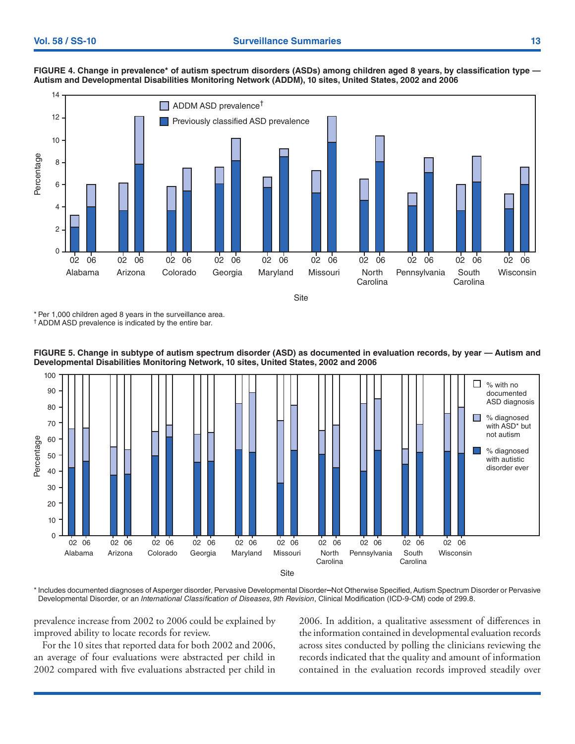**FIGURE 4. Change in prevalence* of autism spectrum disorders (ASDs) among children aged 8 years, by classification type — Autism and Developmental Disabilities Monitoring Network (ADDM), 10 sites, United States, 2002 and 2006**

\* Per 1,000 children aged 8 years in the surveillance area.

† ADDM ASD prevalence is indicated by the entire bar.

**FIGURE 5. Change in subtype of autism spectrum disorder (ASD) as documented in evaluation records, by year — Autism and Developmental Disabilities Monitoring Network, 10 sites, United States, 2002 and 2006**

\* Includes documented diagnoses of Asperger disorder, Pervasive Developmental Disorder–Not Otherwise Specified, Autism Spectrum Disorder or Pervasive Developmental Disorder, or an *International Classification of Diseases, 9th Revision*, Clinical Modification (ICD-9-CM) code of 299.8.

prevalence increase from 2002 to 2006 could be explained by improved ability to locate records for review.

For the 10 sites that reported data for both 2002 and 2006, an average of four evaluations were abstracted per child in 2002 compared with five evaluations abstracted per child in 2006. In addition, a qualitative assessment of differences in the information contained in developmental evaluation records across sites conducted by polling the clinicians reviewing the records indicated that the quality and amount of information contained in the evaluation records improved steadily over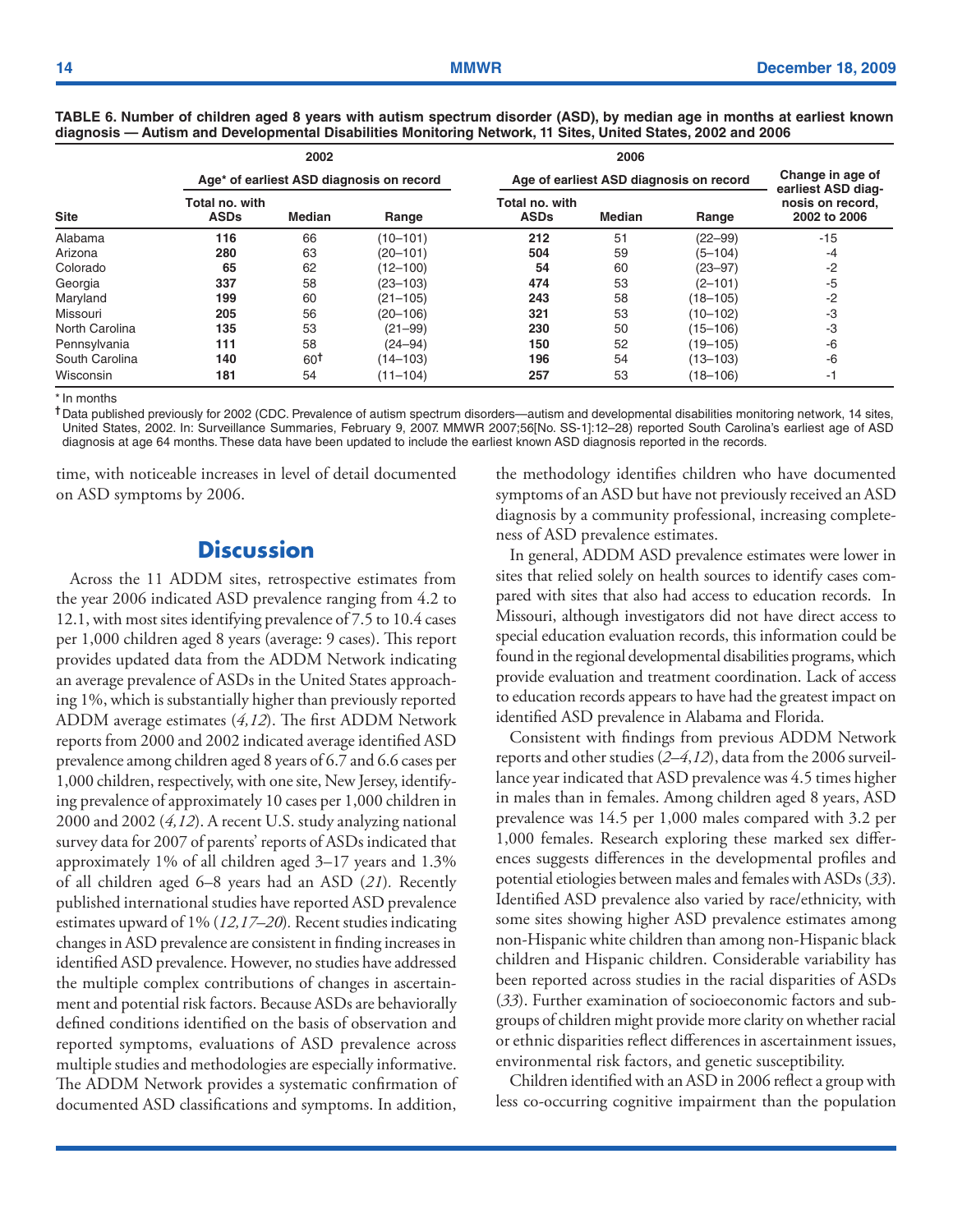**TABLE 6. Number of children aged 8 years with autism spectrum disorder (ASD), by median age in months at earliest known diagnosis — Autism and Developmental Disabilities Monitoring Network, 11 Sites, United States, 2002 and 2006**

| | 2002 | | | 2006 | | | |
|---|---|---|---|---|---|---|---|
| | Age* of earliest ASD diagnosis on record | | | Age of earliest ASD diagnosis on record | | | Change in age of earliest ASD diagnosis on record, 2002 to 2006 |
| Site | Total no. with ASDs | Median | Range | Total no. with ASDs | Median | Range | |
| Alabama | **116** | 66 | (10–101) | **212** | 51 | (22–99) | -15 |
| Arizona | **280** | 63 | (20–101) | **504** | 59 | (5–104) | -4 |
| Colorado | **65** | 62 | (12–100) | **54** | 60 | (23–97) | -2 |
| Georgia | **337** | 58 | (23–103) | **474** | 53 | (2–101) | -5 |
| Maryland | **199** | 60 | (21–105) | **243** | 58 | (18–105) | -2 |
| Missouri | **205** | 56 | (20–106) | **321** | 53 | (10–102) | -3 |
| North Carolina | **135** | 53 | (21–99) | **230** | 50 | (15–106) | -3 |
| Pennsylvania | **111** | 58 | (24–94) | **150** | 52 | (19–105) | -6 |
| South Carolina | **140** | 60† | (14–103) | **196** | 54 | (13–103) | -6 |
| Wisconsin | **181** | 54 | (11–104) | **257** | 53 | (18–106) | -1 |

\* In months

† Data published previously for 2002 (CDC. Prevalence of autism spectrum disorders—autism and developmental disabilities monitoring network, 14 sites, United States, 2002. In: Surveillance Summaries, February 9, 2007. MMWR 2007;56[No. SS-1]:12–28) reported South Carolina's earliest age of ASD diagnosis at age 64 months. These data have been updated to include the earliest known ASD diagnosis reported in the records.

time, with noticeable increases in level of detail documented on ASD symptoms by 2006.

## Discussion

Across the 11 ADDM sites, retrospective estimates from the year 2006 indicated ASD prevalence ranging from 4.2 to 12.1, with most sites identifying prevalence of 7.5 to 10.4 cases per 1,000 children aged 8 years (average: 9 cases). This report provides updated data from the ADDM Network indicating an average prevalence of ASDs in the United States approaching 1%, which is substantially higher than previously reported ADDM average estimates (*4,12*). The first ADDM Network reports from 2000 and 2002 indicated average identified ASD prevalence among children aged 8 years of 6.7 and 6.6 cases per 1,000 children, respectively, with one site, New Jersey, identifying prevalence of approximately 10 cases per 1,000 children in 2000 and 2002 (*4,12*). A recent U.S. study analyzing national survey data for 2007 of parents' reports of ASDs indicated that approximately 1% of all children aged 3–17 years and 1.3% of all children aged 6–8 years had an ASD (*21*). Recently published international studies have reported ASD prevalence estimates upward of 1% (*12,17–20*). Recent studies indicating changes in ASD prevalence are consistent in finding increases in identified ASD prevalence. However, no studies have addressed the multiple complex contributions of changes in ascertainment and potential risk factors. Because ASDs are behaviorally defined conditions identified on the basis of observation and reported symptoms, evaluations of ASD prevalence across multiple studies and methodologies are especially informative. The ADDM Network provides a systematic confirmation of documented ASD classifications and symptoms. In addition, the methodology identifies children who have documented symptoms of an ASD but have not previously received an ASD diagnosis by a community professional, increasing completeness of ASD prevalence estimates.

In general, ADDM ASD prevalence estimates were lower in sites that relied solely on health sources to identify cases compared with sites that also had access to education records. In Missouri, although investigators did not have direct access to special education evaluation records, this information could be found in the regional developmental disabilities programs, which provide evaluation and treatment coordination. Lack of access to education records appears to have had the greatest impact on identified ASD prevalence in Alabama and Florida.

Consistent with findings from previous ADDM Network reports and other studies (*2–4,12*), data from the 2006 surveillance year indicated that ASD prevalence was 4.5 times higher in males than in females. Among children aged 8 years, ASD prevalence was 14.5 per 1,000 males compared with 3.2 per 1,000 females. Research exploring these marked sex differences suggests differences in the developmental profiles and potential etiologies between males and females with ASDs (*33*). Identified ASD prevalence also varied by race/ethnicity, with some sites showing higher ASD prevalence estimates among non-Hispanic white children than among non-Hispanic black children and Hispanic children. Considerable variability has been reported across studies in the racial disparities of ASDs (*33*). Further examination of socioeconomic factors and subgroups of children might provide more clarity on whether racial or ethnic disparities reflect differences in ascertainment issues, environmental risk factors, and genetic susceptibility.

Children identified with an ASD in 2006 reflect a group with less co-occurring cognitive impairment than the population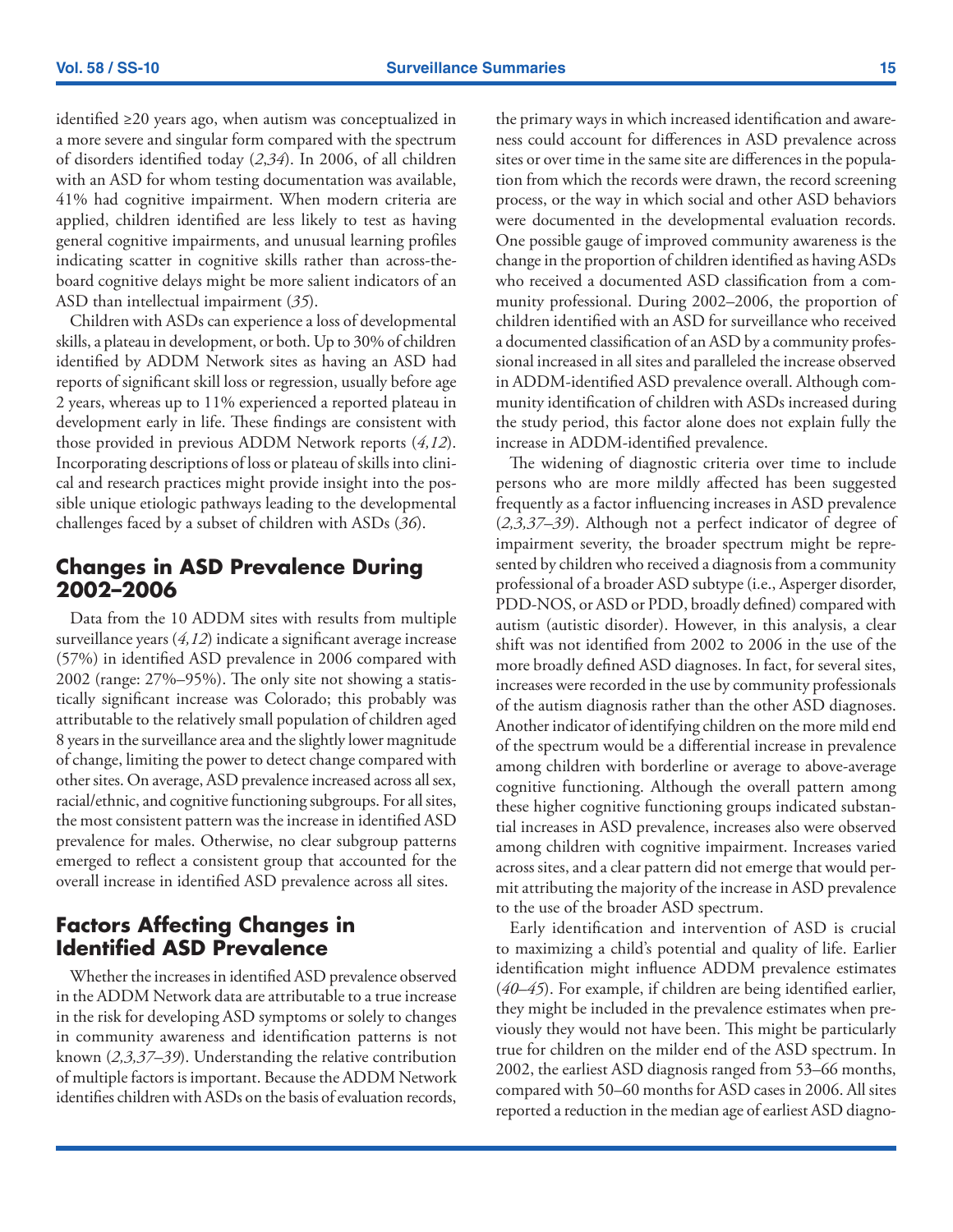identified ≥20 years ago, when autism was conceptualized in a more severe and singular form compared with the spectrum of disorders identified today (*2,34*). In 2006, of all children with an ASD for whom testing documentation was available, 41% had cognitive impairment. When modern criteria are applied, children identified are less likely to test as having general cognitive impairments, and unusual learning profiles indicating scatter in cognitive skills rather than across-the-board cognitive delays might be more salient indicators of an ASD than intellectual impairment (*35*).

Children with ASDs can experience a loss of developmental skills, a plateau in development, or both. Up to 30% of children identified by ADDM Network sites as having an ASD had reports of significant skill loss or regression, usually before age 2 years, whereas up to 11% experienced a reported plateau in development early in life. These findings are consistent with those provided in previous ADDM Network reports (*4,12*). Incorporating descriptions of loss or plateau of skills into clinical and research practices might provide insight into the possible unique etiologic pathways leading to the developmental challenges faced by a subset of children with ASDs (*36*).

## Changes in ASD Prevalence During 2002–2006

Data from the 10 ADDM sites with results from multiple surveillance years (*4,12*) indicate a significant average increase (57%) in identified ASD prevalence in 2006 compared with 2002 (range: 27%–95%). The only site not showing a statistically significant increase was Colorado; this probably was attributable to the relatively small population of children aged 8 years in the surveillance area and the slightly lower magnitude of change, limiting the power to detect change compared with other sites. On average, ASD prevalence increased across all sex, racial/ethnic, and cognitive functioning subgroups. For all sites, the most consistent pattern was the increase in identified ASD prevalence for males. Otherwise, no clear subgroup patterns emerged to reflect a consistent group that accounted for the overall increase in identified ASD prevalence across all sites.

## Factors Affecting Changes in Identified ASD Prevalence

Whether the increases in identified ASD prevalence observed in the ADDM Network data are attributable to a true increase in the risk for developing ASD symptoms or solely to changes in community awareness and identification patterns is not known (*2,3,37–39*). Understanding the relative contribution of multiple factors is important. Because the ADDM Network identifies children with ASDs on the basis of evaluation records, the primary ways in which increased identification and awareness could account for differences in ASD prevalence across sites or over time in the same site are differences in the population from which the records were drawn, the record screening process, or the way in which social and other ASD behaviors were documented in the developmental evaluation records. One possible gauge of improved community awareness is the change in the proportion of children identified as having ASDs who received a documented ASD classification from a community professional. During 2002–2006, the proportion of children identified with an ASD for surveillance who received a documented classification of an ASD by a community professional increased in all sites and paralleled the increase observed in ADDM-identified ASD prevalence overall. Although community identification of children with ASDs increased during the study period, this factor alone does not explain fully the increase in ADDM-identified prevalence.

The widening of diagnostic criteria over time to include persons who are more mildly affected has been suggested frequently as a factor influencing increases in ASD prevalence (*2,3,37–39*). Although not a perfect indicator of degree of impairment severity, the broader spectrum might be represented by children who received a diagnosis from a community professional of a broader ASD subtype (i.e., Asperger disorder, PDD-NOS, or ASD or PDD, broadly defined) compared with autism (autistic disorder). However, in this analysis, a clear shift was not identified from 2002 to 2006 in the use of the more broadly defined ASD diagnoses. In fact, for several sites, increases were recorded in the use by community professionals of the autism diagnosis rather than the other ASD diagnoses. Another indicator of identifying children on the more mild end of the spectrum would be a differential increase in prevalence among children with borderline or average to above-average cognitive functioning. Although the overall pattern among these higher cognitive functioning groups indicated substantial increases in ASD prevalence, increases also were observed among children with cognitive impairment. Increases varied across sites, and a clear pattern did not emerge that would permit attributing the majority of the increase in ASD prevalence to the use of the broader ASD spectrum.

Early identification and intervention of ASD is crucial to maximizing a child's potential and quality of life. Earlier identification might influence ADDM prevalence estimates (*40–45*). For example, if children are being identified earlier, they might be included in the prevalence estimates when previously they would not have been. This might be particularly true for children on the milder end of the ASD spectrum. In 2002, the earliest ASD diagnosis ranged from 53–66 months, compared with 50–60 months for ASD cases in 2006. All sites reported a reduction in the median age of earliest ASD diagno-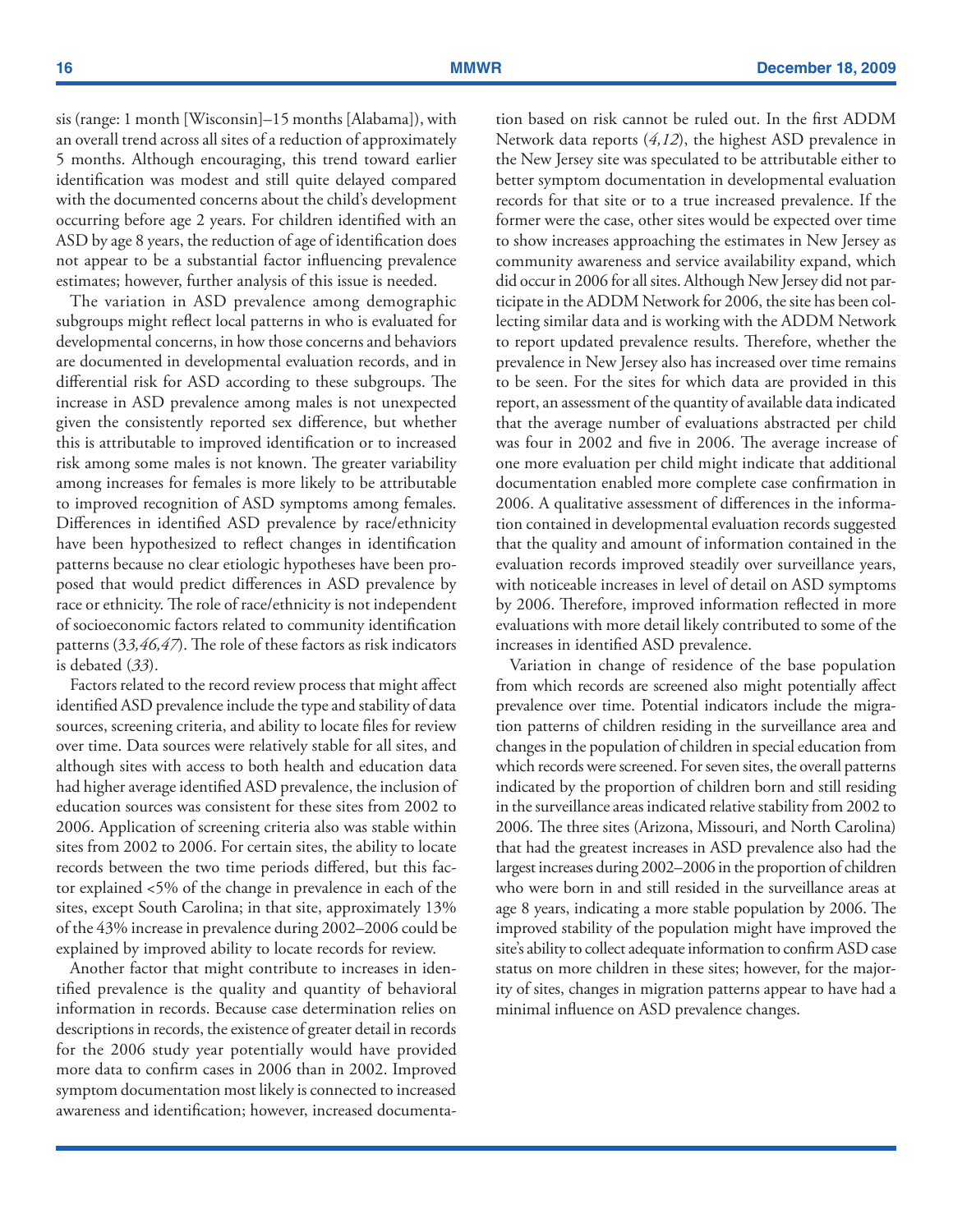sis (range: 1 month [Wisconsin]–15 months [Alabama]), with an overall trend across all sites of a reduction of approximately 5 months. Although encouraging, this trend toward earlier identification was modest and still quite delayed compared with the documented concerns about the child's development occurring before age 2 years. For children identified with an ASD by age 8 years, the reduction of age of identification does not appear to be a substantial factor influencing prevalence estimates; however, further analysis of this issue is needed.

The variation in ASD prevalence among demographic subgroups might reflect local patterns in who is evaluated for developmental concerns, in how those concerns and behaviors are documented in developmental evaluation records, and in differential risk for ASD according to these subgroups. The increase in ASD prevalence among males is not unexpected given the consistently reported sex difference, but whether this is attributable to improved identification or to increased risk among some males is not known. The greater variability among increases for females is more likely to be attributable to improved recognition of ASD symptoms among females. Differences in identified ASD prevalence by race/ethnicity have been hypothesized to reflect changes in identification patterns because no clear etiologic hypotheses have been proposed that would predict differences in ASD prevalence by race or ethnicity. The role of race/ethnicity is not independent of socioeconomic factors related to community identification patterns (*33,46,47*). The role of these factors as risk indicators is debated (*33*).

Factors related to the record review process that might affect identified ASD prevalence include the type and stability of data sources, screening criteria, and ability to locate files for review over time. Data sources were relatively stable for all sites, and although sites with access to both health and education data had higher average identified ASD prevalence, the inclusion of education sources was consistent for these sites from 2002 to 2006. Application of screening criteria also was stable within sites from 2002 to 2006. For certain sites, the ability to locate records between the two time periods differed, but this factor explained <5% of the change in prevalence in each of the sites, except South Carolina; in that site, approximately 13% of the 43% increase in prevalence during 2002–2006 could be explained by improved ability to locate records for review.

Another factor that might contribute to increases in identified prevalence is the quality and quantity of behavioral information in records. Because case determination relies on descriptions in records, the existence of greater detail in records for the 2006 study year potentially would have provided more data to confirm cases in 2006 than in 2002. Improved symptom documentation most likely is connected to increased awareness and identification; however, increased documentation based on risk cannot be ruled out. In the first ADDM Network data reports (*4,12*), the highest ASD prevalence in the New Jersey site was speculated to be attributable either to better symptom documentation in developmental evaluation records for that site or to a true increased prevalence. If the former were the case, other sites would be expected over time to show increases approaching the estimates in New Jersey as community awareness and service availability expand, which did occur in 2006 for all sites. Although New Jersey did not participate in the ADDM Network for 2006, the site has been collecting similar data and is working with the ADDM Network to report updated prevalence results. Therefore, whether the prevalence in New Jersey also has increased over time remains to be seen. For the sites for which data are provided in this report, an assessment of the quantity of available data indicated that the average number of evaluations abstracted per child was four in 2002 and five in 2006. The average increase of one more evaluation per child might indicate that additional documentation enabled more complete case confirmation in 2006. A qualitative assessment of differences in the information contained in developmental evaluation records suggested that the quality and amount of information contained in the evaluation records improved steadily over surveillance years, with noticeable increases in level of detail on ASD symptoms by 2006. Therefore, improved information reflected in more evaluations with more detail likely contributed to some of the increases in identified ASD prevalence.

Variation in change of residence of the base population from which records are screened also might potentially affect prevalence over time. Potential indicators include the migration patterns of children residing in the surveillance area and changes in the population of children in special education from which records were screened. For seven sites, the overall patterns indicated by the proportion of children born and still residing in the surveillance areas indicated relative stability from 2002 to 2006. The three sites (Arizona, Missouri, and North Carolina) that had the greatest increases in ASD prevalence also had the largest increases during 2002–2006 in the proportion of children who were born in and still resided in the surveillance areas at age 8 years, indicating a more stable population by 2006. The improved stability of the population might have improved the site's ability to collect adequate information to confirm ASD case status on more children in these sites; however, for the majority of sites, changes in migration patterns appear to have had a minimal influence on ASD prevalence changes.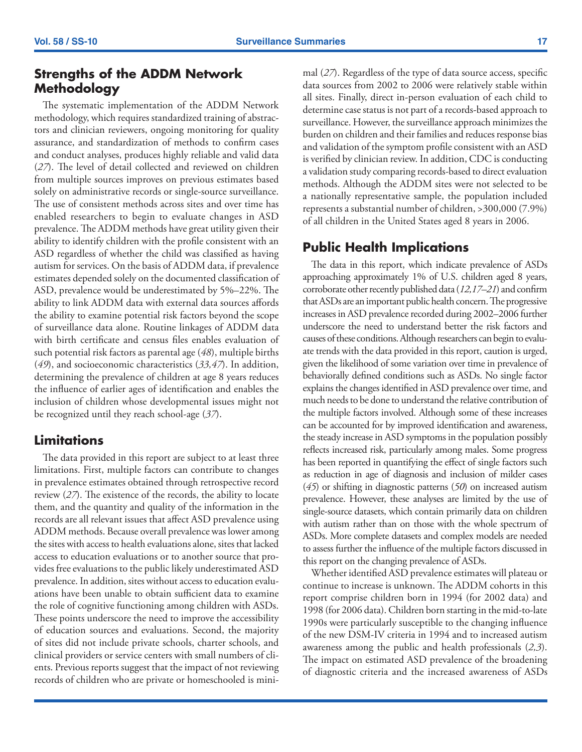## Strengths of the ADDM Network Methodology

The systematic implementation of the ADDM Network methodology, which requires standardized training of abstractors and clinician reviewers, ongoing monitoring for quality assurance, and standardization of methods to confirm cases and conduct analyses, produces highly reliable and valid data (*27*). The level of detail collected and reviewed on children from multiple sources improves on previous estimates based solely on administrative records or single-source surveillance. The use of consistent methods across sites and over time has enabled researchers to begin to evaluate changes in ASD prevalence. The ADDM methods have great utility given their ability to identify children with the profile consistent with an ASD regardless of whether the child was classified as having autism for services. On the basis of ADDM data, if prevalence estimates depended solely on the documented classification of ASD, prevalence would be underestimated by 5%–22%. The ability to link ADDM data with external data sources affords the ability to examine potential risk factors beyond the scope of surveillance data alone. Routine linkages of ADDM data with birth certificate and census files enables evaluation of such potential risk factors as parental age (*48*), multiple births (*49*), and socioeconomic characteristics (*33,47*). In addition, determining the prevalence of children at age 8 years reduces the influence of earlier ages of identification and enables the inclusion of children whose developmental issues might not be recognized until they reach school-age (*37*).

## Limitations

The data provided in this report are subject to at least three limitations. First, multiple factors can contribute to changes in prevalence estimates obtained through retrospective record review (*27*). The existence of the records, the ability to locate them, and the quantity and quality of the information in the records are all relevant issues that affect ASD prevalence using ADDM methods. Because overall prevalence was lower among the sites with access to health evaluations alone, sites that lacked access to education evaluations or to another source that provides free evaluations to the public likely underestimated ASD prevalence. In addition, sites without access to education evaluations have been unable to obtain sufficient data to examine the role of cognitive functioning among children with ASDs. These points underscore the need to improve the accessibility of education sources and evaluations. Second, the majority of sites did not include private schools, charter schools, and clinical providers or service centers with small numbers of clients. Previous reports suggest that the impact of not reviewing records of children who are private or homeschooled is minimal (*27*). Regardless of the type of data source access, specific data sources from 2002 to 2006 were relatively stable within all sites. Finally, direct in-person evaluation of each child to determine case status is not part of a records-based approach to surveillance. However, the surveillance approach minimizes the burden on children and their families and reduces response bias and validation of the symptom profile consistent with an ASD is verified by clinician review. In addition, CDC is conducting a validation study comparing records-based to direct evaluation methods. Although the ADDM sites were not selected to be a nationally representative sample, the population included represents a substantial number of children, >300,000 (7.9%) of all children in the United States aged 8 years in 2006.

## Public Health Implications

The data in this report, which indicate prevalence of ASDs approaching approximately 1% of U.S. children aged 8 years, corroborate other recently published data (*12,17–21*) and confirm that ASDs are an important public health concern. The progressive increases in ASD prevalence recorded during 2002–2006 further underscore the need to understand better the risk factors and causes of these conditions. Although researchers can begin to evaluate trends with the data provided in this report, caution is urged, given the likelihood of some variation over time in prevalence of behaviorally defined conditions such as ASDs. No single factor explains the changes identified in ASD prevalence over time, and much needs to be done to understand the relative contribution of the multiple factors involved. Although some of these increases can be accounted for by improved identification and awareness, the steady increase in ASD symptoms in the population possibly reflects increased risk, particularly among males. Some progress has been reported in quantifying the effect of single factors such as reduction in age of diagnosis and inclusion of milder cases (*45*) or shifting in diagnostic patterns (*50*) on increased autism prevalence. However, these analyses are limited by the use of single-source datasets, which contain primarily data on children with autism rather than on those with the whole spectrum of ASDs. More complete datasets and complex models are needed to assess further the influence of the multiple factors discussed in this report on the changing prevalence of ASDs.

Whether identified ASD prevalence estimates will plateau or continue to increase is unknown. The ADDM cohorts in this report comprise children born in 1994 (for 2002 data) and 1998 (for 2006 data). Children born starting in the mid-to-late 1990s were particularly susceptible to the changing influence of the new DSM-IV criteria in 1994 and to increased autism awareness among the public and health professionals (*2,3*). The impact on estimated ASD prevalence of the broadening of diagnostic criteria and the increased awareness of ASDs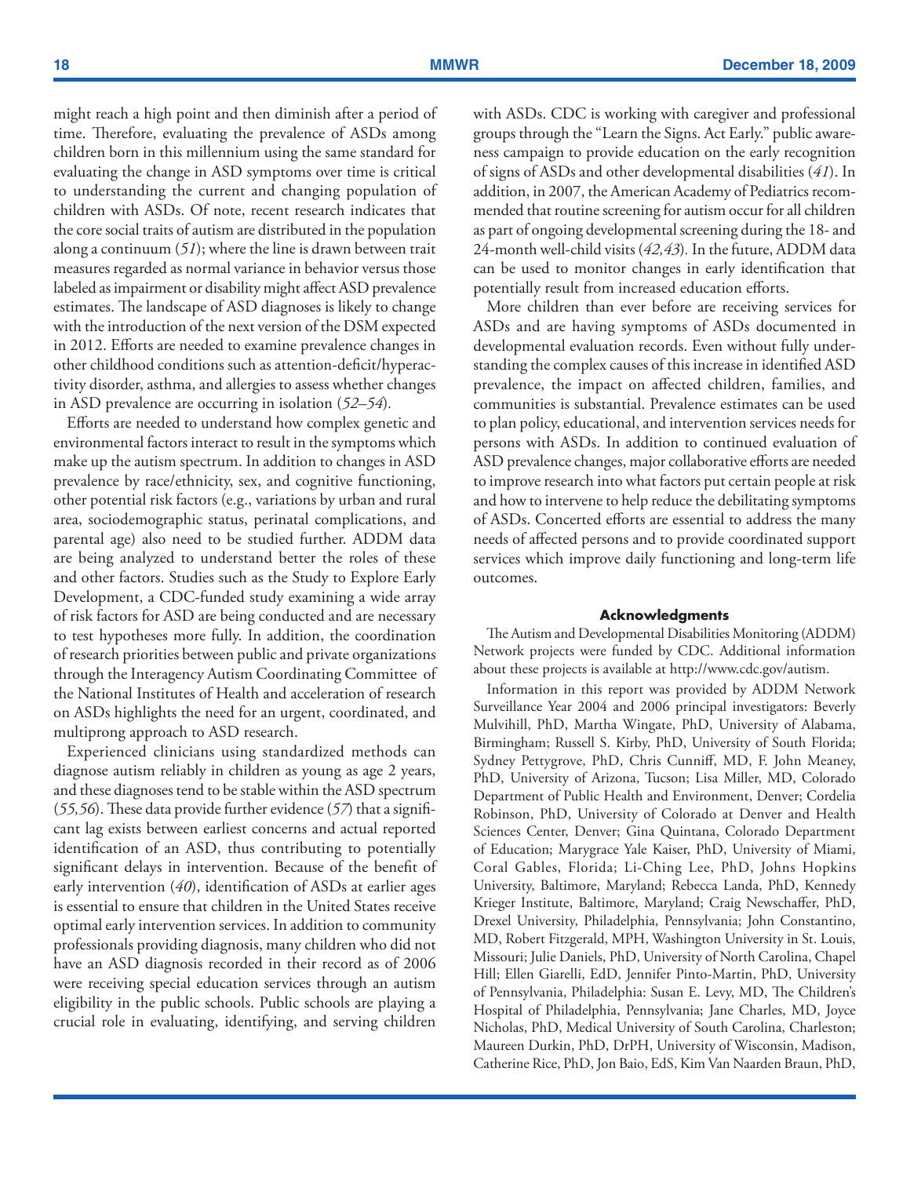might reach a high point and then diminish after a period of time. Therefore, evaluating the prevalence of ASDs among children born in this millennium using the same standard for evaluating the change in ASD symptoms over time is critical to understanding the current and changing population of children with ASDs. Of note, recent research indicates that the core social traits of autism are distributed in the population along a continuum (*51*); where the line is drawn between trait measures regarded as normal variance in behavior versus those labeled as impairment or disability might affect ASD prevalence estimates. The landscape of ASD diagnoses is likely to change with the introduction of the next version of the DSM expected in 2012. Efforts are needed to examine prevalence changes in other childhood conditions such as attention-deficit/hyperactivity disorder, asthma, and allergies to assess whether changes in ASD prevalence are occurring in isolation (*52–54*).

Efforts are needed to understand how complex genetic and environmental factors interact to result in the symptoms which make up the autism spectrum. In addition to changes in ASD prevalence by race/ethnicity, sex, and cognitive functioning, other potential risk factors (e.g., variations by urban and rural area, sociodemographic status, perinatal complications, and parental age) also need to be studied further. ADDM data are being analyzed to understand better the roles of these and other factors. Studies such as the Study to Explore Early Development, a CDC-funded study examining a wide array of risk factors for ASD are being conducted and are necessary to test hypotheses more fully. In addition, the coordination of research priorities between public and private organizations through the Interagency Autism Coordinating Committee of the National Institutes of Health and acceleration of research on ASDs highlights the need for an urgent, coordinated, and multiprong approach to ASD research.

Experienced clinicians using standardized methods can diagnose autism reliably in children as young as age 2 years, and these diagnoses tend to be stable within the ASD spectrum (*55,56*). These data provide further evidence (*57*) that a significant lag exists between earliest concerns and actual reported identification of an ASD, thus contributing to potentially significant delays in intervention. Because of the benefit of early intervention (*40*), identification of ASDs at earlier ages is essential to ensure that children in the United States receive optimal early intervention services. In addition to community professionals providing diagnosis, many children who did not have an ASD diagnosis recorded in their record as of 2006 were receiving special education services through an autism eligibility in the public schools. Public schools are playing a crucial role in evaluating, identifying, and serving children with ASDs. CDC is working with caregiver and professional groups through the "Learn the Signs. Act Early." public awareness campaign to provide education on the early recognition of signs of ASDs and other developmental disabilities (*41*). In addition, in 2007, the American Academy of Pediatrics recommended that routine screening for autism occur for all children as part of ongoing developmental screening during the 18- and 24-month well-child visits (*42,43*). In the future, ADDM data can be used to monitor changes in early identification that potentially result from increased education efforts.

More children than ever before are receiving services for ASDs and are having symptoms of ASDs documented in developmental evaluation records. Even without fully understanding the complex causes of this increase in identified ASD prevalence, the impact on affected children, families, and communities is substantial. Prevalence estimates can be used to plan policy, educational, and intervention services needs for persons with ASDs. In addition to continued evaluation of ASD prevalence changes, major collaborative efforts are needed to improve research into what factors put certain people at risk and how to intervene to help reduce the debilitating symptoms of ASDs. Concerted efforts are essential to address the many needs of affected persons and to provide coordinated support services which improve daily functioning and long-term life outcomes.

### Acknowledgments

The Autism and Developmental Disabilities Monitoring (ADDM) Network projects were funded by CDC. Additional information about these projects is available at http://www.cdc.gov/autism.

Information in this report was provided by ADDM Network Surveillance Year 2004 and 2006 principal investigators: Beverly Mulvihill, PhD, Martha Wingate, PhD, University of Alabama, Birmingham; Russell S. Kirby, PhD, University of South Florida; Sydney Pettygrove, PhD, Chris Cunniff, MD, F. John Meaney, PhD, University of Arizona, Tucson; Lisa Miller, MD, Colorado Department of Public Health and Environment, Denver; Cordelia Robinson, PhD, University of Colorado at Denver and Health Sciences Center, Denver; Gina Quintana, Colorado Department of Education; Marygrace Yale Kaiser, PhD, University of Miami, Coral Gables, Florida; Li-Ching Lee, PhD, Johns Hopkins University, Baltimore, Maryland; Rebecca Landa, PhD, Kennedy Krieger Institute, Baltimore, Maryland; Craig Newschaffer, PhD, Drexel University, Philadelphia, Pennsylvania; John Constantino, MD, Robert Fitzgerald, MPH, Washington University in St. Louis, Missouri; Julie Daniels, PhD, University of North Carolina, Chapel Hill; Ellen Giarelli, EdD, Jennifer Pinto-Martin, PhD, University of Pennsylvania, Philadelphia: Susan E. Levy, MD, The Children's Hospital of Philadelphia, Pennsylvania; Jane Charles, MD, Joyce Nicholas, PhD, Medical University of South Carolina, Charleston; Maureen Durkin, PhD, DrPH, University of Wisconsin, Madison, Catherine Rice, PhD, Jon Baio, EdS, Kim Van Naarden Braun, PhD,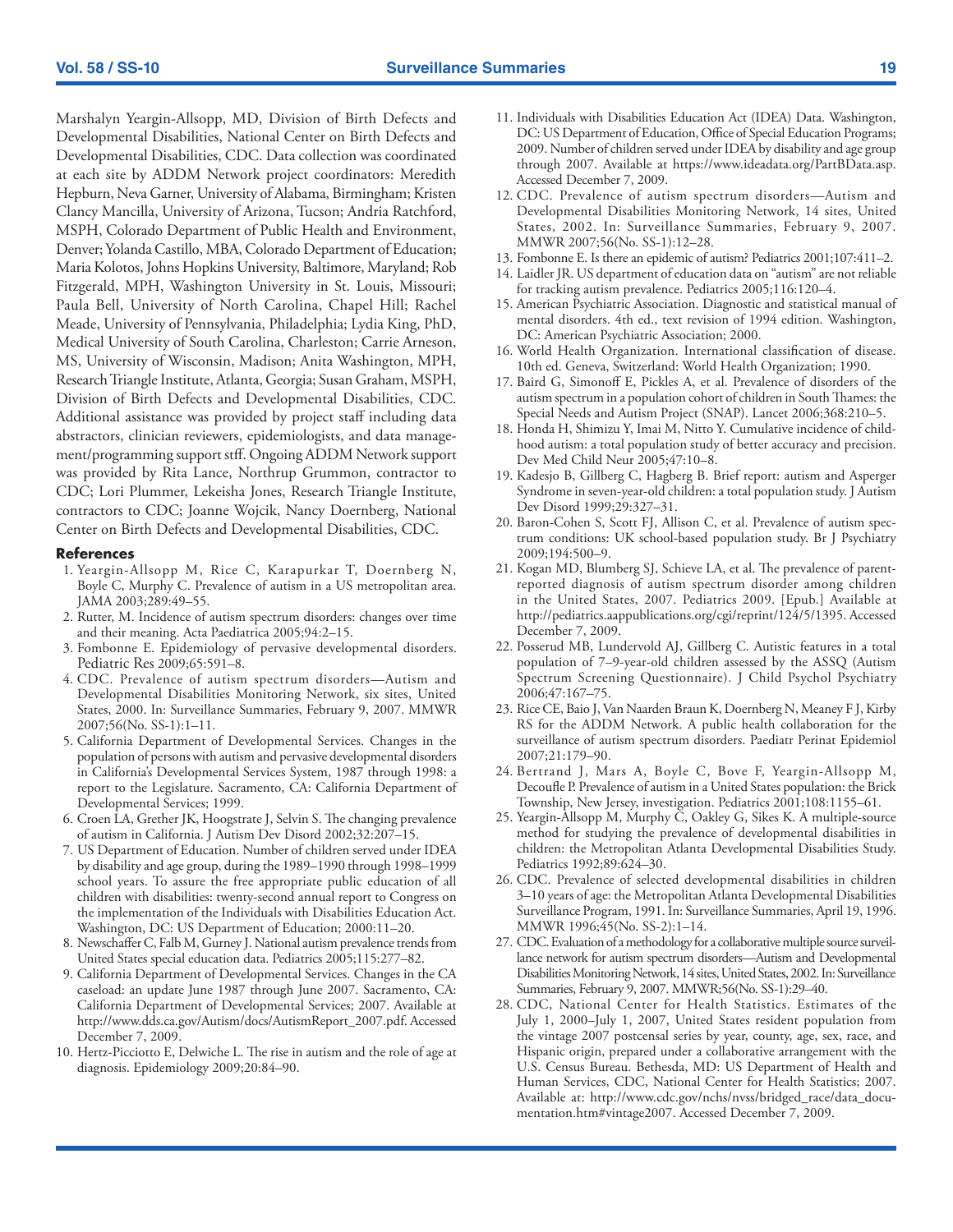Marshalyn Yeargin-Allsopp, MD, Division of Birth Defects and Developmental Disabilities, National Center on Birth Defects and Developmental Disabilities, CDC. Data collection was coordinated at each site by ADDM Network project coordinators: Meredith Hepburn, Neva Garner, University of Alabama, Birmingham; Kristen Clancy Mancilla, University of Arizona, Tucson; Andria Ratchford, MSPH, Colorado Department of Public Health and Environment, Denver; Yolanda Castillo, MBA, Colorado Department of Education; Maria Kolotos, Johns Hopkins University, Baltimore, Maryland; Rob Fitzgerald, MPH, Washington University in St. Louis, Missouri; Paula Bell, University of North Carolina, Chapel Hill; Rachel Meade, University of Pennsylvania, Philadelphia; Lydia King, PhD, Medical University of South Carolina, Charleston; Carrie Arneson, MS, University of Wisconsin, Madison; Anita Washington, MPH, Research Triangle Institute, Atlanta, Georgia; Susan Graham, MSPH, Division of Birth Defects and Developmental Disabilities, CDC. Additional assistance was provided by project staff including data abstractors, clinician reviewers, epidemiologists, and data management/programming support stff. Ongoing ADDM Network support was provided by Rita Lance, Northrup Grumman, contractor to CDC; Lori Plummer, Lekeisha Jones, Research Triangle Institute, contractors to CDC; Joanne Wojcik, Nancy Doernberg, National Center on Birth Defects and Developmental Disabilities, CDC.

## References

1. Yeargin-Allsopp M, Rice C, Karapurkar T, Doernberg N, Boyle C, Murphy C. Prevalence of autism in a US metropolitan area. JAMA 2003;289:49–55.
2. Rutter, M. Incidence of autism spectrum disorders: changes over time and their meaning. Acta Paediatrica 2005;94:2–15.
3. Fombonne E. Epidemiology of pervasive developmental disorders. Pediatric Res 2009;65:591–8.
4. CDC. Prevalence of autism spectrum disorders—Autism and Developmental Disabilities Monitoring Network, six sites, United States, 2000. In: Surveillance Summaries, February 9, 2007. MMWR 2007;56(No. SS-1):1–11.
5. California Department of Developmental Services. Changes in the population of persons with autism and pervasive developmental disorders in California's Developmental Services System, 1987 through 1998: a report to the Legislature. Sacramento, CA: California Department of Developmental Services; 1999.
6. Croen LA, Grether JK, Hoogstrate J, Selvin S. The changing prevalence of autism in California. J Autism Dev Disord 2002;32:207–15.
7. US Department of Education. Number of children served under IDEA by disability and age group, during the 1989–1990 through 1998–1999 school years. To assure the free appropriate public education of all children with disabilities: twenty-second annual report to Congress on the implementation of the Individuals with Disabilities Education Act. Washington, DC: US Department of Education; 2000:11–20.
8. Newschaffer C, Falb M, Gurney J. National autism prevalence trends from United States special education data. Pediatrics 2005;115:277–82.
9. California Department of Developmental Services. Changes in the CA caseload: an update June 1987 through June 2007. Sacramento, CA: California Department of Developmental Services; 2007. Available at http://www.dds.ca.gov/Autism/docs/AutismReport_2007.pdf. Accessed December 7, 2009.
10. Hertz-Picciotto E, Delwiche L. The rise in autism and the role of age at diagnosis. Epidemiology 2009;20:84–90.
11. Individuals with Disabilities Education Act (IDEA) Data. Washington, DC: US Department of Education, Office of Special Education Programs; 2009. Number of children served under IDEA by disability and age group through 2007. Available at https://www.ideadata.org/PartBData.asp. Accessed December 7, 2009.
12. CDC. Prevalence of autism spectrum disorders—Autism and Developmental Disabilities Monitoring Network, 14 sites, United States, 2002. In: Surveillance Summaries, February 9, 2007. MMWR 2007;56(No. SS-1):12–28.
13. Fombonne E. Is there an epidemic of autism? Pediatrics 2001;107:411–2.
14. Laidler JR. US department of education data on "autism" are not reliable for tracking autism prevalence. Pediatrics 2005;116:120–4.
15. American Psychiatric Association. Diagnostic and statistical manual of mental disorders. 4th ed., text revision of 1994 edition. Washington, DC: American Psychiatric Association; 2000.
16. World Health Organization. International classification of disease. 10th ed. Geneva, Switzerland: World Health Organization; 1990.
17. Baird G, Simonoff E, Pickles A, et al. Prevalence of disorders of the autism spectrum in a population cohort of children in South Thames: the Special Needs and Autism Project (SNAP). Lancet 2006;368:210–5.
18. Honda H, Shimizu Y, Imai M, Nitto Y. Cumulative incidence of childhood autism: a total population study of better accuracy and precision. Dev Med Child Neur 2005;47:10–8.
19. Kadesjo B, Gillberg C, Hagberg B. Brief report: autism and Asperger Syndrome in seven-year-old children: a total population study. J Autism Dev Disord 1999;29:327–31.
20. Baron-Cohen S, Scott FJ, Allison C, et al. Prevalence of autism spectrum conditions: UK school-based population study. Br J Psychiatry 2009;194:500–9.
21. Kogan MD, Blumberg SJ, Schieve LA, et al. The prevalence of parent-reported diagnosis of autism spectrum disorder among children in the United States, 2007. Pediatrics 2009. [Epub.] Available at http://pediatrics.aappublications.org/cgi/reprint/124/5/1395. Accessed December 7, 2009.
22. Posserud MB, Lundervold AJ, Gillberg C. Autistic features in a total population of 7–9-year-old children assessed by the ASSQ (Autism Spectrum Screening Questionnaire). J Child Psychol Psychiatry 2006;47:167–75.
23. Rice CE, Baio J, Van Naarden Braun K, Doernberg N, Meaney F J, Kirby RS for the ADDM Network. A public health collaboration for the surveillance of autism spectrum disorders. Paediatr Perinat Epidemiol 2007;21:179–90.
24. Bertrand J, Mars A, Boyle C, Bove F, Yeargin-Allsopp M, Decoufle P. Prevalence of autism in a United States population: the Brick Township, New Jersey, investigation. Pediatrics 2001;108:1155–61.
25. Yeargin-Allsopp M, Murphy C, Oakley G, Sikes K. A multiple-source method for studying the prevalence of developmental disabilities in children: the Metropolitan Atlanta Developmental Disabilities Study. Pediatrics 1992;89:624–30.
26. CDC. Prevalence of selected developmental disabilities in children 3–10 years of age: the Metropolitan Atlanta Developmental Disabilities Surveillance Program, 1991. In: Surveillance Summaries, April 19, 1996. MMWR 1996;45(No. SS-2):1–14.
27. CDC. Evaluation of a methodology for a collaborative multiple source surveillance network for autism spectrum disorders—Autism and Developmental Disabilities Monitoring Network, 14 sites, United States, 2002. In: Surveillance Summaries, February 9, 2007. MMWR;56(No. SS-1):29–40.
28. CDC, National Center for Health Statistics. Estimates of the July 1, 2000–July 1, 2007, United States resident population from the vintage 2007 postcensal series by year, county, age, sex, race, and Hispanic origin, prepared under a collaborative arrangement with the U.S. Census Bureau. Bethesda, MD: US Department of Health and Human Services, CDC, National Center for Health Statistics; 2007. Available at: http://www.cdc.gov/nchs/nvss/bridged_race/data_documentation.htm#vintage2007. Accessed December 7, 2009.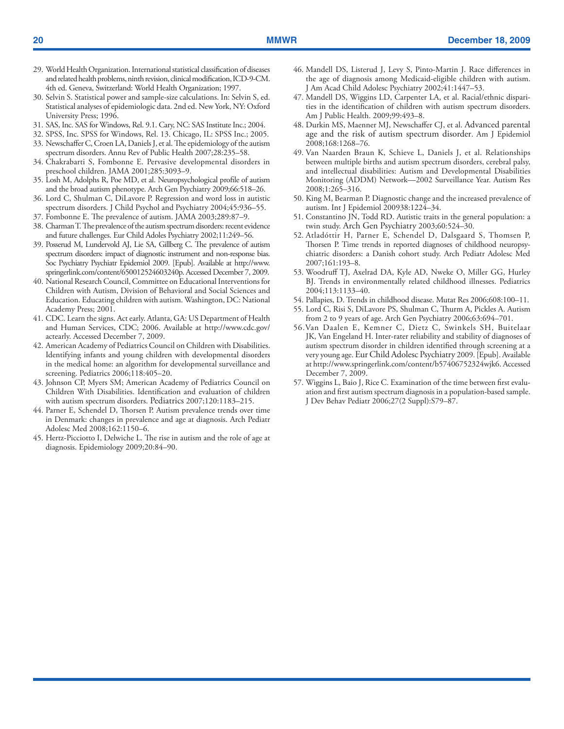29. World Health Organization. International statistical classification of diseases and related health problems, ninth revision, clinical modification, ICD-9-CM. 4th ed. Geneva, Switzerland: World Health Organization; 1997.
30. Selvin S. Statistical power and sample-size calculations. In: Selvin S, ed. Statistical analyses of epidemiologic data. 2nd ed. New York, NY: Oxford University Press; 1996.
31. SAS, Inc. SAS for Windows, Rel. 9.1. Cary, NC: SAS Institute Inc.; 2004.
32. SPSS, Inc. SPSS for Windows, Rel. 13. Chicago, IL: SPSS Inc.; 2005.
33. Newschaffer C, Croen LA, Daniels J, et al. The epidemiology of the autism spectrum disorders. Annu Rev of Public Health 2007;28:235–58.
34. Chakrabarti S, Fombonne E. Pervasive developmental disorders in preschool children. JAMA 2001;285:3093–9.
35. Losh M, Adolphs R, Poe MD, et al. Neuropsychological profile of autism and the broad autism phenotype. Arch Gen Psychiatry 2009;66:518–26.
36. Lord C, Shulman C, DiLavore P. Regression and word loss in autistic spectrum disorders. J Child Psychol and Psychiatry 2004;45:936–55.
37. Fombonne E. The prevalence of autism. JAMA 2003;289:87–9.
38. Charman T. The prevalence of the autism spectrum disorders: recent evidence and future challenges. Eur Child Adoles Psychiatry 2002;11:249–56.
39. Posserud M, Lundervold AJ, Lie SA, Gillberg C. The prevalence of autism spectrum disorders: impact of diagnostic instrument and non-response bias. Soc Psychiatry Psychiatr Epidemiol 2009. [Epub]. Available at http://www.springerlink.com/content/650012524603240p. Accessed December 7, 2009.
40. National Research Council, Committee on Educational Interventions for Children with Autism, Division of Behavioral and Social Sciences and Education. Educating children with autism. Washington, DC: National Academy Press; 2001.
41. CDC. Learn the signs. Act early. Atlanta, GA: US Department of Health and Human Services, CDC; 2006. Available at http://www.cdc.gov/actearly. Accessed December 7, 2009.
42. American Academy of Pediatrics Council on Children with Disabilities. Identifying infants and young children with developmental disorders in the medical home: an algorithm for developmental surveillance and screening. Pediatrics 2006;118:405–20.
43. Johnson CP, Myers SM; American Academy of Pediatrics Council on Children With Disabilities. Identification and evaluation of children with autism spectrum disorders. Pediatrics 2007;120:1183–215.
44. Parner E, Schendel D, Thorsen P. Autism prevalence trends over time in Denmark: changes in prevalence and age at diagnosis. Arch Pediatr Adolesc Med 2008;162:1150–6.
45. Hertz-Picciotto I, Delwiche L. The rise in autism and the role of age at diagnosis. Epidemiology 2009;20:84–90.
46. Mandell DS, Listerud J, Levy S, Pinto-Martin J. Race differences in the age of diagnosis among Medicaid-eligible children with autism. J Am Acad Child Adolesc Psychiatry 2002;41:1447–53.
47. Mandell DS, Wiggins LD, Carpenter LA, et al. Racial/ethnic disparities in the identification of children with autism spectrum disorders. Am J Public Health. 2009;99:493–8.
48. Durkin MS, Maenner MJ, Newschaffer CJ, et al. Advanced parental age and the risk of autism spectrum disorder. Am J Epidemiol 2008;168:1268–76.
49. Van Naarden Braun K, Schieve L, Daniels J, et al. Relationships between multiple births and autism spectrum disorders, cerebral palsy, and intellectual disabilities: Autism and Developmental Disabilities Monitoring (ADDM) Network—2002 Surveillance Year. Autism Res 2008;1:265–316.
50. King M, Bearman P. Diagnostic change and the increased prevalence of autism. Int J Epidemiol 200938:1224–34.
51. Constantino JN, Todd RD. Autistic traits in the general population: a twin study. Arch Gen Psychiatry 2003;60:524–30.
52. Atladóttir H, Parner E, Schendel D, Dalsgaard S, Thomsen P, Thorsen P. Time trends in reported diagnoses of childhood neuropsychiatric disorders: a Danish cohort study. Arch Pediatr Adolesc Med 2007;161:193–8.
53. Woodruff TJ, Axelrad DA, Kyle AD, Nweke O, Miller GG, Hurley BJ. Trends in environmentally related childhood illnesses. Pediatrics 2004;113:1133–40.
54. Pallapies, D. Trends in childhood disease. Mutat Res 2006;608:100–11.
55. Lord C, Risi S, DiLavore PS, Shulman C, Thurm A, Pickles A. Autism from 2 to 9 years of age. Arch Gen Psychiatry 2006;63:694–701.
56. Van Daalen E, Kemner C, Dietz C, Swinkels SH, Buitelaar JK, Van Engeland H. Inter-rater reliability and stability of diagnoses of autism spectrum disorder in children identified through screening at a very young age. Eur Child Adolesc Psychiatry 2009. [Epub]. Available at http://www.springerlink.com/content/b57406752324wjk6. Accessed December 7, 2009.
57. Wiggins L, Baio J, Rice C. Examination of the time between first evaluation and first autism spectrum diagnosis in a population-based sample. J Dev Behav Pediatr 2006;27(2 Suppl):S79–87.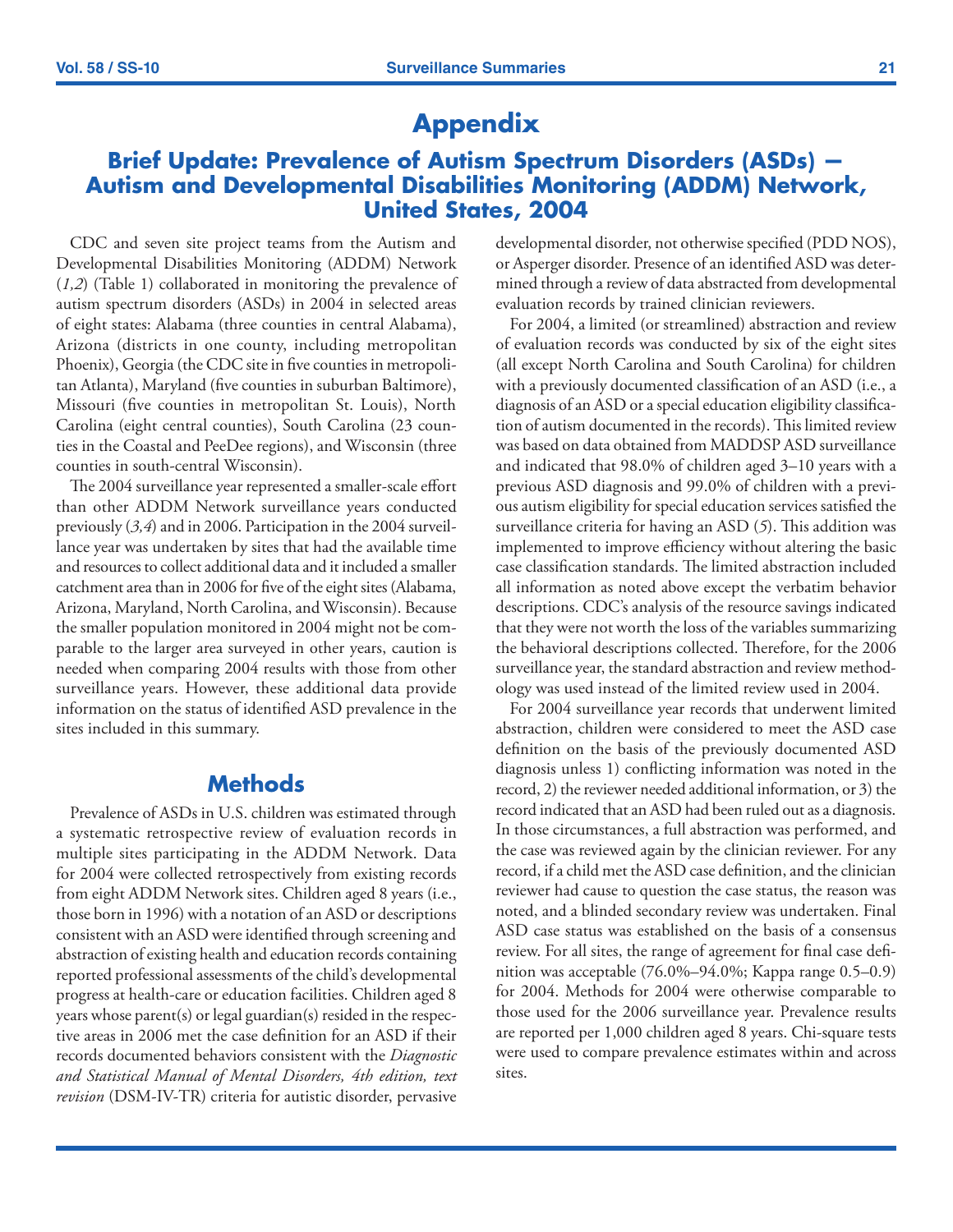# Appendix

## Brief Update: Prevalence of Autism Spectrum Disorders (ASDs) — Autism and Developmental Disabilities Monitoring (ADDM) Network, United States, 2004

CDC and seven site project teams from the Autism and Developmental Disabilities Monitoring (ADDM) Network (*1,2*) (Table 1) collaborated in monitoring the prevalence of autism spectrum disorders (ASDs) in 2004 in selected areas of eight states: Alabama (three counties in central Alabama), Arizona (districts in one county, including metropolitan Phoenix), Georgia (the CDC site in five counties in metropolitan Atlanta), Maryland (five counties in suburban Baltimore), Missouri (five counties in metropolitan St. Louis), North Carolina (eight central counties), South Carolina (23 counties in the Coastal and PeeDee regions), and Wisconsin (three counties in south-central Wisconsin).

The 2004 surveillance year represented a smaller-scale effort than other ADDM Network surveillance years conducted previously (*3,4*) and in 2006. Participation in the 2004 surveillance year was undertaken by sites that had the available time and resources to collect additional data and it included a smaller catchment area than in 2006 for five of the eight sites (Alabama, Arizona, Maryland, North Carolina, and Wisconsin). Because the smaller population monitored in 2004 might not be comparable to the larger area surveyed in other years, caution is needed when comparing 2004 results with those from other surveillance years. However, these additional data provide information on the status of identified ASD prevalence in the sites included in this summary.

## Methods

Prevalence of ASDs in U.S. children was estimated through a systematic retrospective review of evaluation records in multiple sites participating in the ADDM Network. Data for 2004 were collected retrospectively from existing records from eight ADDM Network sites. Children aged 8 years (i.e., those born in 1996) with a notation of an ASD or descriptions consistent with an ASD were identified through screening and abstraction of existing health and education records containing reported professional assessments of the child's developmental progress at health-care or education facilities. Children aged 8 years whose parent(s) or legal guardian(s) resided in the respective areas in 2006 met the case definition for an ASD if their records documented behaviors consistent with the *Diagnostic and Statistical Manual of Mental Disorders, 4th edition, text revision* (DSM-IV-TR) criteria for autistic disorder, pervasive developmental disorder, not otherwise specified (PDD NOS), or Asperger disorder. Presence of an identified ASD was determined through a review of data abstracted from developmental evaluation records by trained clinician reviewers.

For 2004, a limited (or streamlined) abstraction and review of evaluation records was conducted by six of the eight sites (all except North Carolina and South Carolina) for children with a previously documented classification of an ASD (i.e., a diagnosis of an ASD or a special education eligibility classification of autism documented in the records). This limited review was based on data obtained from MADDSP ASD surveillance and indicated that 98.0% of children aged 3–10 years with a previous ASD diagnosis and 99.0% of children with a previous autism eligibility for special education services satisfied the surveillance criteria for having an ASD (*5*). This addition was implemented to improve efficiency without altering the basic case classification standards. The limited abstraction included all information as noted above except the verbatim behavior descriptions. CDC's analysis of the resource savings indicated that they were not worth the loss of the variables summarizing the behavioral descriptions collected. Therefore, for the 2006 surveillance year, the standard abstraction and review methodology was used instead of the limited review used in 2004.

For 2004 surveillance year records that underwent limited abstraction, children were considered to meet the ASD case definition on the basis of the previously documented ASD diagnosis unless 1) conflicting information was noted in the record, 2) the reviewer needed additional information, or 3) the record indicated that an ASD had been ruled out as a diagnosis. In those circumstances, a full abstraction was performed, and the case was reviewed again by the clinician reviewer. For any record, if a child met the ASD case definition, and the clinician reviewer had cause to question the case status, the reason was noted, and a blinded secondary review was undertaken. Final ASD case status was established on the basis of a consensus review. For all sites, the range of agreement for final case definition was acceptable (76.0%–94.0%; Kappa range 0.5–0.9) for 2004. Methods for 2004 were otherwise comparable to those used for the 2006 surveillance year. Prevalence results are reported per 1,000 children aged 8 years. Chi-square tests were used to compare prevalence estimates within and across sites.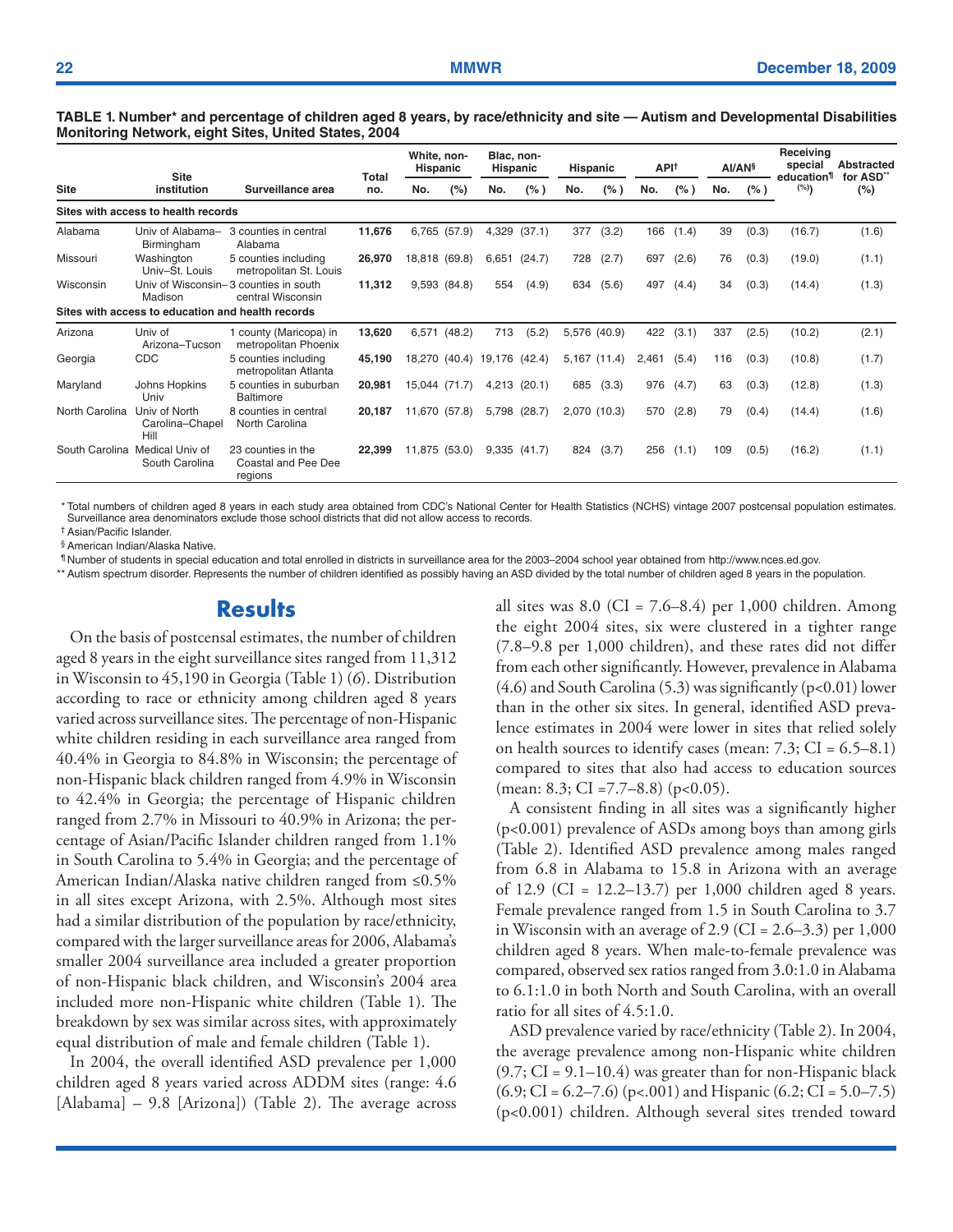**TABLE 1. Number* and percentage of children aged 8 years, by race/ethnicity and site — Autism and Developmental Disabilities Monitoring Network, eight Sites, United States, 2004**

| Site | Site institution | Surveillance area | Total no. | White, non-Hispanic | | Blac, non-Hispanic | | Hispanic | | API† | | AI/AN§ | | Receiving special education¶ | Abstracted for ASD** |
|---|---|---|---|---|---|---|---|---|---|---|---|---|---|---|---|
| | | | | No. | (%) | No. | (%) | No. | (%) | No. | (%) | No. | (%) | (%) | (%) |
| **Sites with access to health records** | | | | | | | | | | | | | | | |
| Alabama | Univ of Alabama–Birmingham | 3 counties in central Alabama | **11,676** | 6,765 | (57.9) | 4,329 | (37.1) | 377 | (3.2) | 166 | (1.4) | 39 | (0.3) | (16.7) | (1.6) |
| Missouri | Washington Univ–St. Louis | 5 counties including metropolitan St. Louis | **26,970** | 18,818 | (69.8) | 6,651 | (24.7) | 728 | (2.7) | 697 | (2.6) | 76 | (0.3) | (19.0) | (1.1) |
| Wisconsin | Univ of Wisconsin–Madison | 3 counties in south central Wisconsin | **11,312** | 9,593 | (84.8) | 554 | (4.9) | 634 | (5.6) | 497 | (4.4) | 34 | (0.3) | (14.4) | (1.3) |
| **Sites with access to education and health records** | | | | | | | | | | | | | | | |
| Arizona | Univ of Arizona–Tucson | 1 county (Maricopa) in metropolitan Phoenix | **13,620** | 6,571 | (48.2) | 713 | (5.2) | 5,576 | (40.9) | 422 | (3.1) | 337 | (2.5) | (10.2) | (2.1) |
| Georgia | CDC | 5 counties including metropolitan Atlanta | **45,190** | 18,270 | (40.4) | 19,176 | (42.4) | 5,167 | (11.4) | 2,461 | (5.4) | 116 | (0.3) | (10.8) | (1.7) |
| Maryland | Johns Hopkins Univ | 5 counties in suburban Baltimore | **20,981** | 15,044 | (71.7) | 4,213 | (20.1) | 685 | (3.3) | 976 | (4.7) | 63 | (0.3) | (12.8) | (1.3) |
| North Carolina | Univ of North Carolina–Chapel Hill | 8 counties in central North Carolina | **20,187** | 11,670 | (57.8) | 5,798 | (28.7) | 2,070 | (10.3) | 570 | (2.8) | 79 | (0.4) | (14.4) | (1.6) |
| South Carolina | Medical Univ of South Carolina | 23 counties in the Coastal and Pee Dee regions | **22,399** | 11,875 | (53.0) | 9,335 | (41.7) | 824 | (3.7) | 256 | (1.1) | 109 | (0.5) | (16.2) | (1.1) |

\* Total numbers of children aged 8 years in each study area obtained from CDC's National Center for Health Statistics (NCHS) vintage 2007 postcensal population estimates. Surveillance area denominators exclude those school districts that did not allow access to records.

† Asian/Pacific Islander.

§ American Indian/Alaska Native.

¶ Number of students in special education and total enrolled in districts in surveillance area for the 2003–2004 school year obtained from http://www.nces.ed.gov.

** Autism spectrum disorder. Represents the number of children identified as possibly having an ASD divided by the total number of children aged 8 years in the population.

## Results

On the basis of postcensal estimates, the number of children aged 8 years in the eight surveillance sites ranged from 11,312 in Wisconsin to 45,190 in Georgia (Table 1) (*6*). Distribution according to race or ethnicity among children aged 8 years varied across surveillance sites. The percentage of non-Hispanic white children residing in each surveillance area ranged from 40.4% in Georgia to 84.8% in Wisconsin; the percentage of non-Hispanic black children ranged from 4.9% in Wisconsin to 42.4% in Georgia; the percentage of Hispanic children ranged from 2.7% in Missouri to 40.9% in Arizona; the percentage of Asian/Pacific Islander children ranged from 1.1% in South Carolina to 5.4% in Georgia; and the percentage of American Indian/Alaska native children ranged from ≤0.5% in all sites except Arizona, with 2.5%. Although most sites had a similar distribution of the population by race/ethnicity, compared with the larger surveillance areas for 2006, Alabama's smaller 2004 surveillance area included a greater proportion of non-Hispanic black children, and Wisconsin's 2004 area included more non-Hispanic white children (Table 1). The breakdown by sex was similar across sites, with approximately equal distribution of male and female children (Table 1).

In 2004, the overall identified ASD prevalence per 1,000 children aged 8 years varied across ADDM sites (range: 4.6 [Alabama] – 9.8 [Arizona]) (Table 2). The average across all sites was 8.0 (CI = 7.6–8.4) per 1,000 children. Among the eight 2004 sites, six were clustered in a tighter range (7.8–9.8 per 1,000 children), and these rates did not differ from each other significantly. However, prevalence in Alabama (4.6) and South Carolina (5.3) was significantly ($p<0.01$) lower than in the other six sites. In general, identified ASD prevalence estimates in 2004 were lower in sites that relied solely on health sources to identify cases (mean: 7.3; CI = 6.5–8.1) compared to sites that also had access to education sources (mean: 8.3; CI =7.7–8.8) ($p<0.05$).

A consistent finding in all sites was a significantly higher ($p<0.001$) prevalence of ASDs among boys than among girls (Table 2). Identified ASD prevalence among males ranged from 6.8 in Alabama to 15.8 in Arizona with an average of 12.9 (CI = 12.2–13.7) per 1,000 children aged 8 years. Female prevalence ranged from 1.5 in South Carolina to 3.7 in Wisconsin with an average of 2.9 (CI = 2.6–3.3) per 1,000 children aged 8 years. When male-to-female prevalence was compared, observed sex ratios ranged from 3.0:1.0 in Alabama to 6.1:1.0 in both North and South Carolina, with an overall ratio for all sites of 4.5:1.0.

ASD prevalence varied by race/ethnicity (Table 2). In 2004, the average prevalence among non-Hispanic white children (9.7; CI = 9.1–10.4) was greater than for non-Hispanic black (6.9; CI = 6.2–7.6) ($p<.001$) and Hispanic (6.2; CI = 5.0–7.5) ($p<0.001$) children. Although several sites trended toward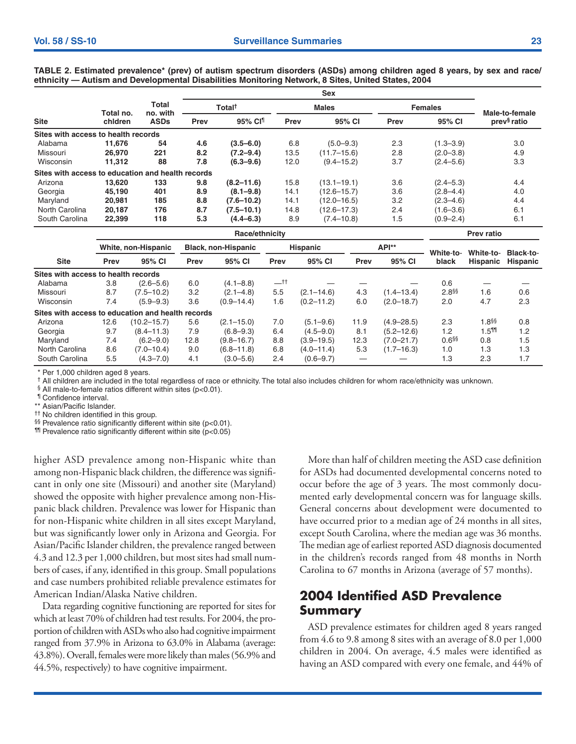**TABLE 2. Estimated prevalence* (prev) of autism spectrum disorders (ASDs) among children aged 8 years, by sex and race/ethnicity — Autism and Developmental Disabilities Monitoring Network, 8 Sites, United States, 2004**

| Site | Total no. chldren | Total no. with ASDs | Sex | | | | | | Male-to-female prev[§] ratio |
|---|---|---|---|---|---|---|---|---|---|
| | | | Total[†] | | Males | | Females | | |
| | | | Prev | 95% CI[¶] | Prev | 95% CI | Prev | 95% CI | |
| **Sites with access to health records** | | | | | | | | | |
| Alabama | **11,676** | **54** | **4.6** | **(3.5–6.0)** | 6.8 | (5.0–9.3) | 2.3 | (1.3–3.9) | 3.0 |
| Missouri | **26,970** | **221** | **8.2** | **(7.2–9.4)** | 13.5 | (11.7–15.6) | 2.8 | (2.0–3.8) | 4.9 |
| Wisconsin | **11,312** | **88** | **7.8** | **(6.3–9.6)** | 12.0 | (9.4–15.2) | 3.7 | (2.4–5.6) | 3.3 |
| **Sites with access to education and health records** | | | | | | | | | |
| Arizona | **13,620** | **133** | **9.8** | **(8.2–11.6)** | 15.8 | (13.1–19.1) | 3.6 | (2.4–5.3) | 4.4 |
| Georgia | **45,190** | **401** | **8.9** | **(8.1–9.8)** | 14.1 | (12.6–15.7) | 3.6 | (2.8–4.4) | 4.0 |
| Maryland | **20,981** | **185** | **8.8** | **(7.6–10.2)** | 14.1 | (12.0–16.5) | 3.2 | (2.3–4.6) | 4.4 |
| North Carolina | **20,187** | **176** | **8.7** | **(7.5–10.1)** | 14.8 | (12.6–17.3) | 2.4 | (1.6–3.6) | 6.1 |
| South Carolina | **22,399** | **118** | **5.3** | **(4.4–6.3)** | 8.9 | (7.4–10.8) | 1.5 | (0.9–2.4) | 6.1 |

| Site | Race/ethnicity | | | | | | | | Prev ratio | | |
|---|---|---|---|---|---|---|---|---|---|---|---|
| | White, non-Hispanic | | Black, non-Hispanic | | Hispanic | | API** | | | | |
| | Prev | 95% CI | Prev | 95% CI | Prev | 95% CI | Prev | 95% CI | White-to-black | White-to-Hispanic | Black-to-Hispanic |
| **Sites with access to health records** | | | | | | | | | | | |
| Alabama | 3.8 | (2.6–5.6) | 6.0 | (4.1–8.8) | —[††] | — | — | — | 0.6 | — | — |
| Missouri | 8.7 | (7.5–10.2) | 3.2 | (2.1–4.8) | 5.5 | (2.1–14.6) | 4.3 | (1.4–13.4) | 2.8[§§] | 1.6 | 0.6 |
| Wisconsin | 7.4 | (5.9–9.3) | 3.6 | (0.9–14.4) | 1.6 | (0.2–11.2) | 6.0 | (2.0–18.7) | 2.0 | 4.7 | 2.3 |
| **Sites with access to education and health records** | | | | | | | | | | | |
| Arizona | 12.6 | (10.2–15.7) | 5.6 | (2.1–15.0) | 7.0 | (5.1–9.6) | 11.9 | (4.9–28.5) | 2.3 | 1.8[§§] | 0.8 |
| Georgia | 9.7 | (8.4–11.3) | 7.9 | (6.8–9.3) | 6.4 | (4.5–9.0) | 8.1 | (5.2–12.6) | 1.2 | 1.5[¶¶] | 1.2 |
| Maryland | 7.4 | (6.2–9.0) | 12.8 | (9.8–16.7) | 8.8 | (3.9–19.5) | 12.3 | (7.0–21.7) | 0.6[§§] | 0.8 | 1.5 |
| North Carolina | 8.6 | (7.0–10.4) | 9.0 | (6.8–11.8) | 6.8 | (4.0–11.4) | 5.3 | (1.7–16.3) | 1.0 | 1.3 | 1.3 |
| South Carolina | 5.5 | (4.3–7.0) | 4.1 | (3.0–5.6) | 2.4 | (0.6–9.7) | — | — | 1.3 | 2.3 | 1.7 |

\* Per 1,000 children aged 8 years.
[†] All children are included in the total regardless of race or ethnicity. The total also includes children for whom race/ethnicity was unknown.
[§] All male-to-female ratios different within sites (p<0.01).
[¶] Confidence interval.
** Asian/Pacific Islander.
[††] No children identified in this group.
[§§] Prevalence ratio significantly different within site (p<0.01).
[¶¶] Prevalence ratio significantly different within site (p<0.05)

higher ASD prevalence among non-Hispanic white than among non-Hispanic black children, the difference was significant in only one site (Missouri) and another site (Maryland) showed the opposite with higher prevalence among non-Hispanic black children. Prevalence was lower for Hispanic than for non-Hispanic white children in all sites except Maryland, but was significantly lower only in Arizona and Georgia. For Asian/Pacific Islander children, the prevalence ranged between 4.3 and 12.3 per 1,000 children, but most sites had small numbers of cases, if any, identified in this group. Small populations and case numbers prohibited reliable prevalence estimates for American Indian/Alaska Native children.

Data regarding cognitive functioning are reported for sites for which at least 70% of children had test results. For 2004, the proportion of children with ASDs who also had cognitive impairment ranged from 37.9% in Arizona to 63.0% in Alabama (average: 43.8%). Overall, females were more likely than males (56.9% and 44.5%, respectively) to have cognitive impairment.

More than half of children meeting the ASD case definition for ASDs had documented developmental concerns noted to occur before the age of 3 years. The most commonly documented early developmental concern was for language skills. General concerns about development were documented to have occurred prior to a median age of 24 months in all sites, except South Carolina, where the median age was 36 months. The median age of earliest reported ASD diagnosis documented in the children's records ranged from 48 months in North Carolina to 67 months in Arizona (average of 57 months).

## 2004 Identified ASD Prevalence Summary

ASD prevalence estimates for children aged 8 years ranged from 4.6 to 9.8 among 8 sites with an average of 8.0 per 1,000 children in 2004. On average, 4.5 males were identified as having an ASD compared with every one female, and 44% of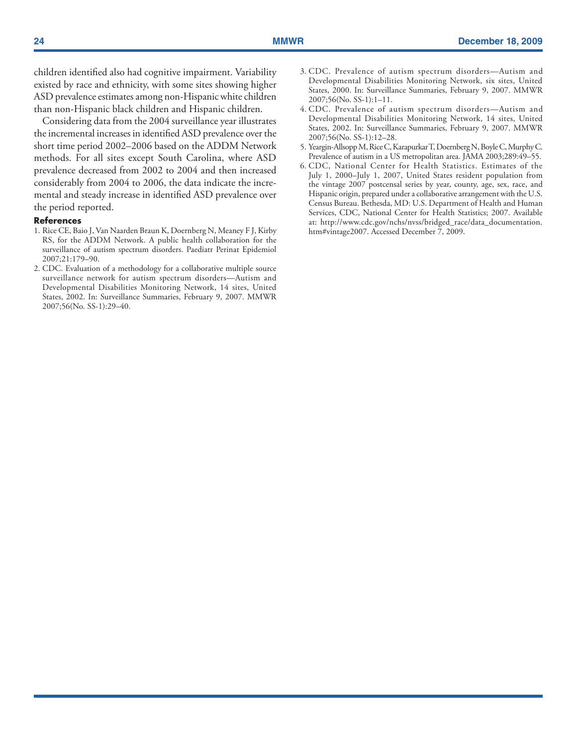children identified also had cognitive impairment. Variability existed by race and ethnicity, with some sites showing higher ASD prevalence estimates among non-Hispanic white children than non-Hispanic black children and Hispanic children.

Considering data from the 2004 surveillance year illustrates the incremental increases in identified ASD prevalence over the short time period 2002–2006 based on the ADDM Network methods. For all sites except South Carolina, where ASD prevalence decreased from 2002 to 2004 and then increased considerably from 2004 to 2006, the data indicate the incremental and steady increase in identified ASD prevalence over the period reported.

### References

1. Rice CE, Baio J, Van Naarden Braun K, Doernberg N, Meaney F J, Kirby RS, for the ADDM Network. A public health collaboration for the surveillance of autism spectrum disorders. Paediatr Perinat Epidemiol 2007;21:179–90.
2. CDC. Evaluation of a methodology for a collaborative multiple source surveillance network for autism spectrum disorders—Autism and Developmental Disabilities Monitoring Network, 14 sites, United States, 2002. In: Surveillance Summaries, February 9, 2007. MMWR 2007;56(No. SS-1):29–40.
3. CDC. Prevalence of autism spectrum disorders—Autism and Developmental Disabilities Monitoring Network, six sites, United States, 2000. In: Surveillance Summaries, February 9, 2007. MMWR 2007;56(No. SS-1):1–11.
4. CDC. Prevalence of autism spectrum disorders—Autism and Developmental Disabilities Monitoring Network, 14 sites, United States, 2002. In: Surveillance Summaries, February 9, 2007. MMWR 2007;56(No. SS-1):12–28.
5. Yeargin-Allsopp M, Rice C, Karapurkar T, Doernberg N, Boyle C, Murphy C. Prevalence of autism in a US metropolitan area. JAMA 2003;289:49–55.
6. CDC, National Center for Health Statistics. Estimates of the July 1, 2000–July 1, 2007, United States resident population from the vintage 2007 postcensal series by year, county, age, sex, race, and Hispanic origin, prepared under a collaborative arrangement with the U.S. Census Bureau. Bethesda, MD: U.S. Department of Health and Human Services, CDC, National Center for Health Statistics; 2007. Available at: http://www.cdc.gov/nchs/nvss/bridged_race/data_documentation.htm#vintage2007. Accessed December 7, 2009.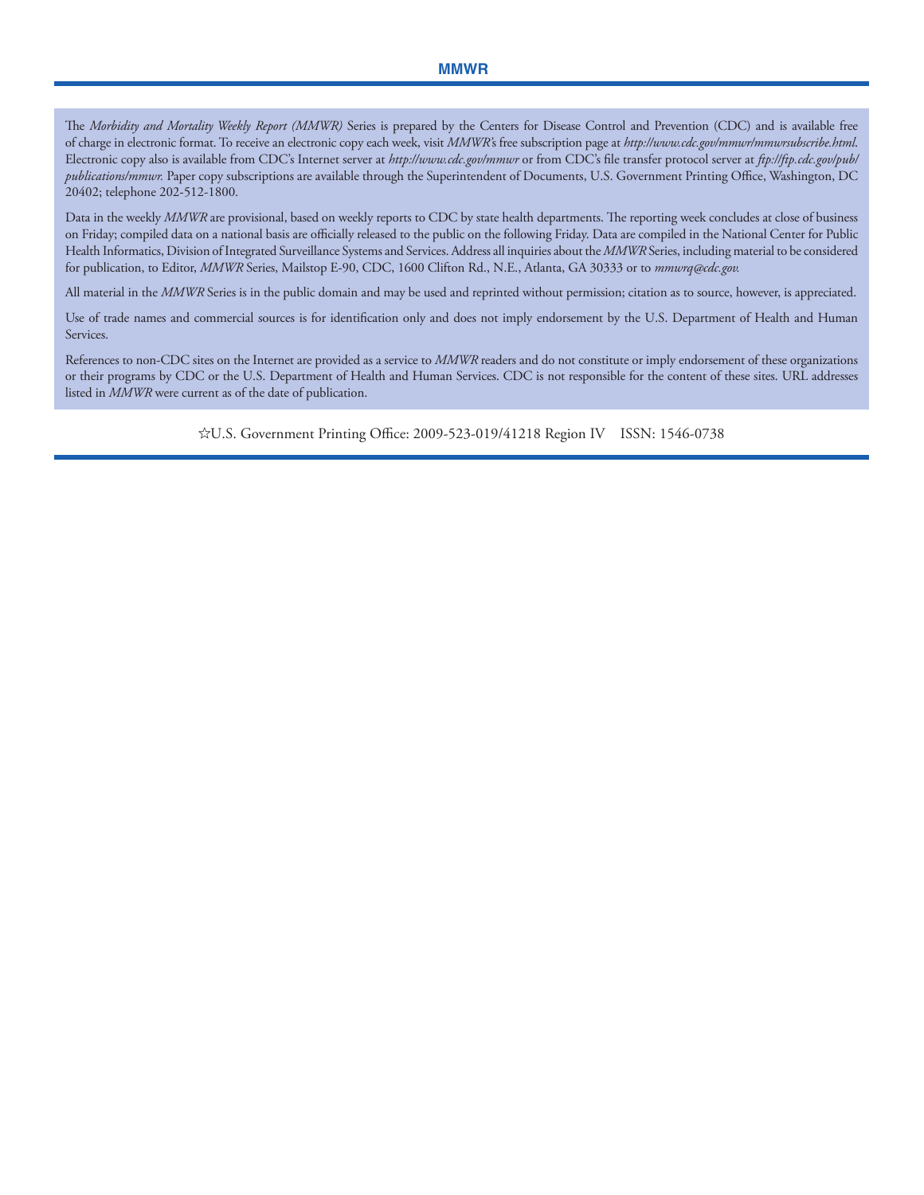The *Morbidity and Mortality Weekly Report (MMWR)* Series is prepared by the Centers for Disease Control and Prevention (CDC) and is available free of charge in electronic format. To receive an electronic copy each week, visit *MMWR*'s free subscription page at *http://www.cdc.gov/mmwr/mmwrsubscribe.html*. Electronic copy also is available from CDC's Internet server at *http://www.cdc.gov/mmwr* or from CDC's file transfer protocol server at *ftp://ftp.cdc.gov/pub/publications/mmwr*. Paper copy subscriptions are available through the Superintendent of Documents, U.S. Government Printing Office, Washington, DC 20402; telephone 202-512-1800.

Data in the weekly *MMWR* are provisional, based on weekly reports to CDC by state health departments. The reporting week concludes at close of business on Friday; compiled data on a national basis are officially released to the public on the following Friday. Data are compiled in the National Center for Public Health Informatics, Division of Integrated Surveillance Systems and Services. Address all inquiries about the *MMWR* Series, including material to be considered for publication, to Editor, *MMWR* Series, Mailstop E-90, CDC, 1600 Clifton Rd., N.E., Atlanta, GA 30333 or to *mmwrq@cdc.gov.*

All material in the *MMWR* Series is in the public domain and may be used and reprinted without permission; citation as to source, however, is appreciated.

Use of trade names and commercial sources is for identification only and does not imply endorsement by the U.S. Department of Health and Human Services.

References to non-CDC sites on the Internet are provided as a service to *MMWR* readers and do not constitute or imply endorsement of these organizations or their programs by CDC or the U.S. Department of Health and Human Services. CDC is not responsible for the content of these sites. URL addresses listed in *MMWR* were current as of the date of publication.

☆U.S. Government Printing Office: 2009-523-019/41218 Region IV ISSN: 1546-0738